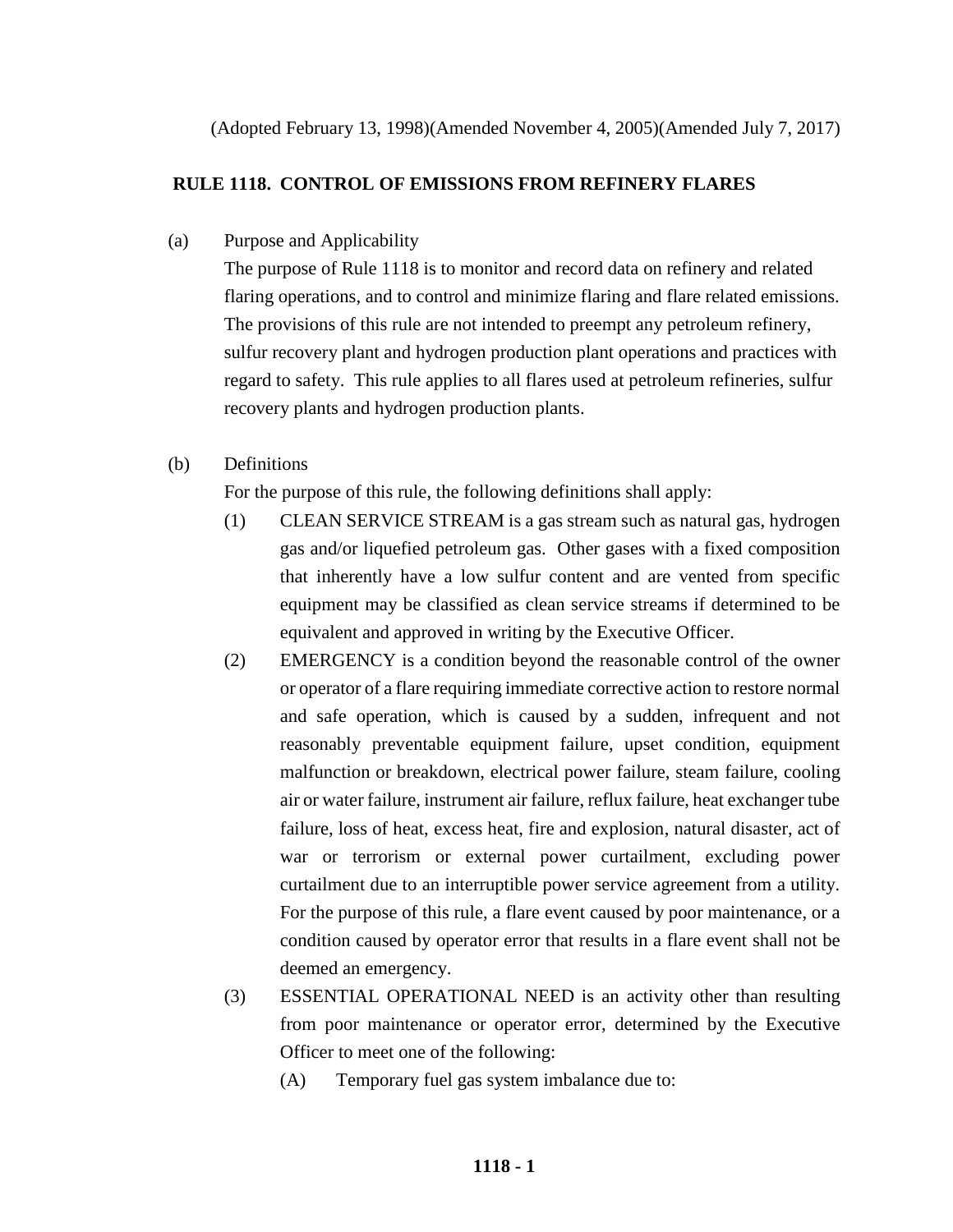(Adopted February 13, 1998)(Amended November 4, 2005)(Amended July 7, 2017)

# RULE 1118. CONTROL OF EMISSIONS FROM REFINERY FLARES

(a) Purpose and Applicability

The purpose of Rule 1118 is to monitor and record data on refinery and related flaring operations, and to control and minimize flaring and flare related emissions. The provisions of this rule are not intended to preempt any petroleum refinery, sulfur recovery plant and hydrogen production plant operations and practices with regard to safety. This rule applies to all flares used at petroleum refineries, sulfur recovery plants and hydrogen production plants.

(b) Definitions

For the purpose of this rule, the following definitions shall apply:

(1) CLEAN SERVICE STREAM is a gas stream such as natural gas, hydrogen gas and/or liquefied petroleum gas. Other gases with a fixed composition that inherently have a low sulfur content and are vented from specific equipment may be classified as clean service streams if determined to be equivalent and approved in writing by the Executive Officer.

(2) EMERGENCY is a condition beyond the reasonable control of the owner or operator of a flare requiring immediate corrective action to restore normal and safe operation, which is caused by a sudden, infrequent and not reasonably preventable equipment failure, upset condition, equipment malfunction or breakdown, electrical power failure, steam failure, cooling air or water failure, instrument air failure, reflux failure, heat exchanger tube failure, loss of heat, excess heat, fire and explosion, natural disaster, act of war or terrorism or external power curtailment, excluding power curtailment due to an interruptible power service agreement from a utility. For the purpose of this rule, a flare event caused by poor maintenance, or a condition caused by operator error that results in a flare event shall not be deemed an emergency.

(3) ESSENTIAL OPERATIONAL NEED is an activity other than resulting from poor maintenance or operator error, determined by the Executive Officer to meet one of the following:

(A) Temporary fuel gas system imbalance due to: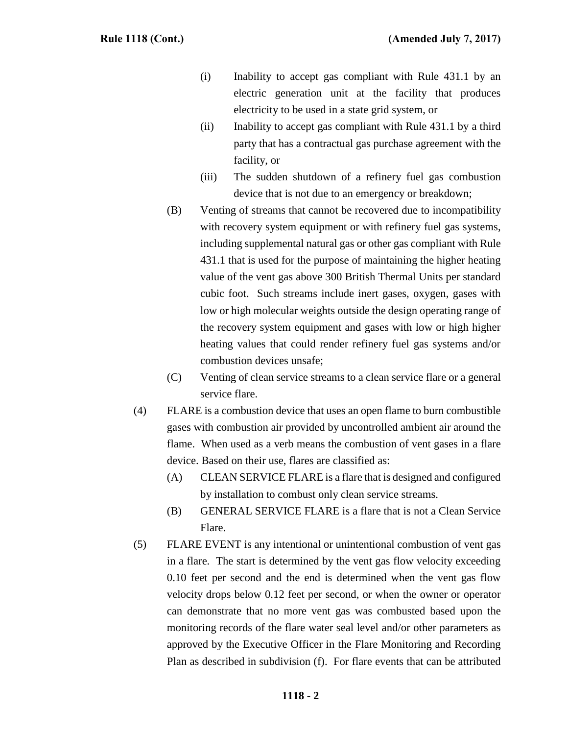(i) Inability to accept gas compliant with Rule 431.1 by an electric generation unit at the facility that produces electricity to be used in a state grid system, or

(ii) Inability to accept gas compliant with Rule 431.1 by a third party that has a contractual gas purchase agreement with the facility, or

(iii) The sudden shutdown of a refinery fuel gas combustion device that is not due to an emergency or breakdown;

(B) Venting of streams that cannot be recovered due to incompatibility with recovery system equipment or with refinery fuel gas systems, including supplemental natural gas or other gas compliant with Rule 431.1 that is used for the purpose of maintaining the higher heating value of the vent gas above 300 British Thermal Units per standard cubic foot. Such streams include inert gases, oxygen, gases with low or high molecular weights outside the design operating range of the recovery system equipment and gases with low or high higher heating values that could render refinery fuel gas systems and/or combustion devices unsafe;

(C) Venting of clean service streams to a clean service flare or a general service flare.

(4) FLARE is a combustion device that uses an open flame to burn combustible gases with combustion air provided by uncontrolled ambient air around the flame. When used as a verb means the combustion of vent gases in a flare device. Based on their use, flares are classified as:

(A) CLEAN SERVICE FLARE is a flare that is designed and configured by installation to combust only clean service streams.

(B) GENERAL SERVICE FLARE is a flare that is not a Clean Service Flare.

(5) FLARE EVENT is any intentional or unintentional combustion of vent gas in a flare. The start is determined by the vent gas flow velocity exceeding 0.10 feet per second and the end is determined when the vent gas flow velocity drops below 0.12 feet per second, or when the owner or operator can demonstrate that no more vent gas was combusted based upon the monitoring records of the flare water seal level and/or other parameters as approved by the Executive Officer in the Flare Monitoring and Recording Plan as described in subdivision (f). For flare events that can be attributed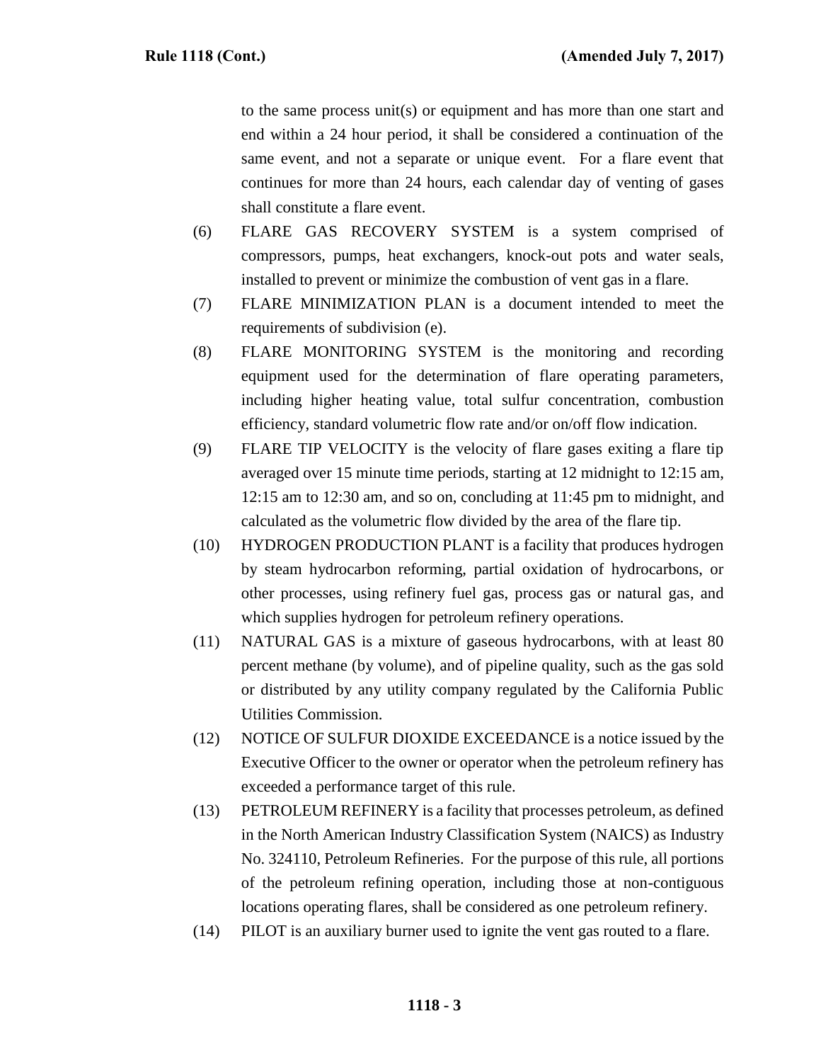to the same process unit(s) or equipment and has more than one start and end within a 24 hour period, it shall be considered a continuation of the same event, and not a separate or unique event. For a flare event that continues for more than 24 hours, each calendar day of venting of gases shall constitute a flare event.

(6) FLARE GAS RECOVERY SYSTEM is a system comprised of compressors, pumps, heat exchangers, knock-out pots and water seals, installed to prevent or minimize the combustion of vent gas in a flare.

(7) FLARE MINIMIZATION PLAN is a document intended to meet the requirements of subdivision (e).

(8) FLARE MONITORING SYSTEM is the monitoring and recording equipment used for the determination of flare operating parameters, including higher heating value, total sulfur concentration, combustion efficiency, standard volumetric flow rate and/or on/off flow indication.

(9) FLARE TIP VELOCITY is the velocity of flare gases exiting a flare tip averaged over 15 minute time periods, starting at 12 midnight to 12:15 am, 12:15 am to 12:30 am, and so on, concluding at 11:45 pm to midnight, and calculated as the volumetric flow divided by the area of the flare tip.

(10) HYDROGEN PRODUCTION PLANT is a facility that produces hydrogen by steam hydrocarbon reforming, partial oxidation of hydrocarbons, or other processes, using refinery fuel gas, process gas or natural gas, and which supplies hydrogen for petroleum refinery operations.

(11) NATURAL GAS is a mixture of gaseous hydrocarbons, with at least 80 percent methane (by volume), and of pipeline quality, such as the gas sold or distributed by any utility company regulated by the California Public Utilities Commission.

(12) NOTICE OF SULFUR DIOXIDE EXCEEDANCE is a notice issued by the Executive Officer to the owner or operator when the petroleum refinery has exceeded a performance target of this rule.

(13) PETROLEUM REFINERY is a facility that processes petroleum, as defined in the North American Industry Classification System (NAICS) as Industry No. 324110, Petroleum Refineries. For the purpose of this rule, all portions of the petroleum refining operation, including those at non-contiguous locations operating flares, shall be considered as one petroleum refinery.

(14) PILOT is an auxiliary burner used to ignite the vent gas routed to a flare.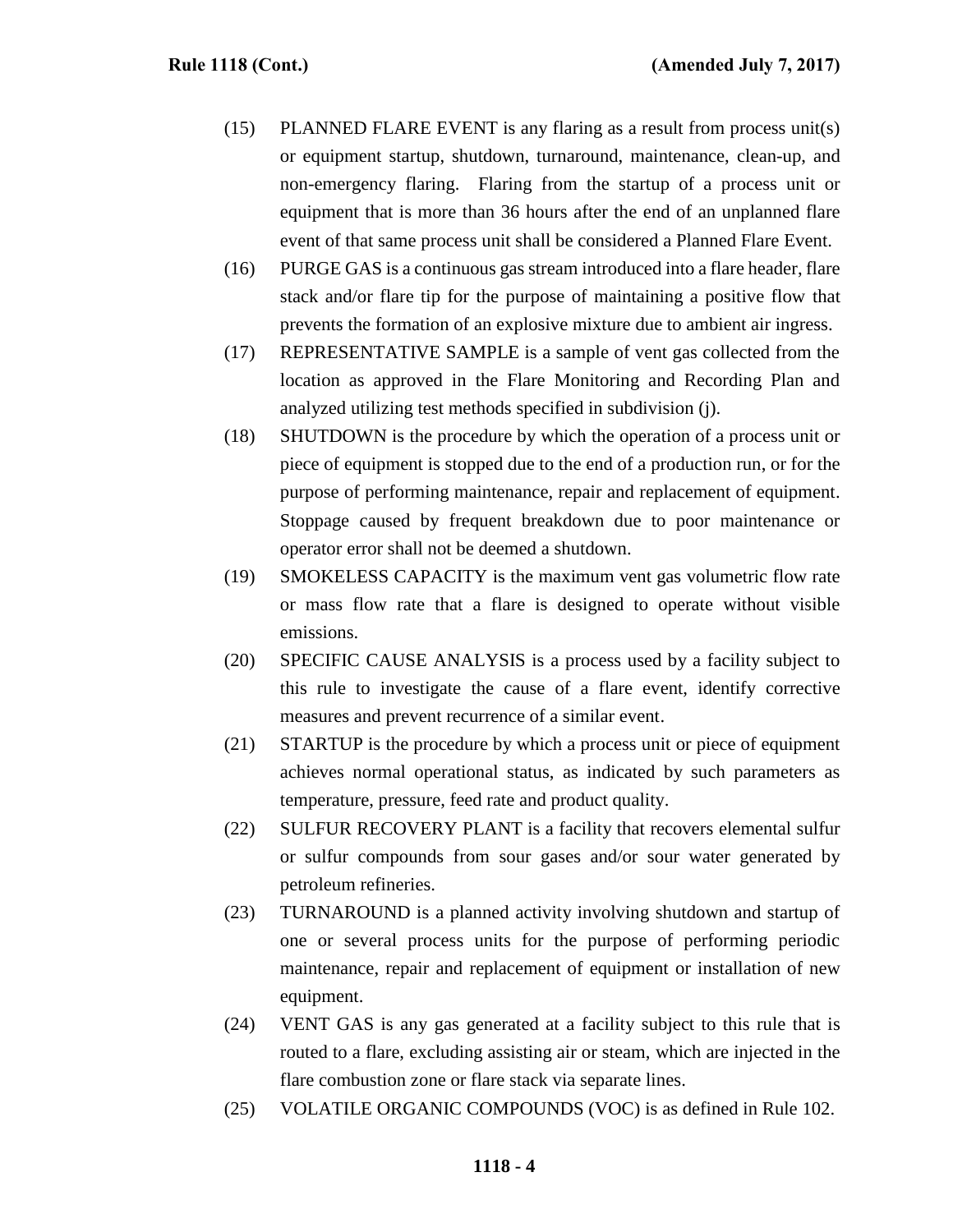(15) PLANNED FLARE EVENT is any flaring as a result from process unit(s) or equipment startup, shutdown, turnaround, maintenance, clean-up, and non-emergency flaring. Flaring from the startup of a process unit or equipment that is more than 36 hours after the end of an unplanned flare event of that same process unit shall be considered a Planned Flare Event.

(16) PURGE GAS is a continuous gas stream introduced into a flare header, flare stack and/or flare tip for the purpose of maintaining a positive flow that prevents the formation of an explosive mixture due to ambient air ingress.

(17) REPRESENTATIVE SAMPLE is a sample of vent gas collected from the location as approved in the Flare Monitoring and Recording Plan and analyzed utilizing test methods specified in subdivision (j).

(18) SHUTDOWN is the procedure by which the operation of a process unit or piece of equipment is stopped due to the end of a production run, or for the purpose of performing maintenance, repair and replacement of equipment. Stoppage caused by frequent breakdown due to poor maintenance or operator error shall not be deemed a shutdown.

(19) SMOKELESS CAPACITY is the maximum vent gas volumetric flow rate or mass flow rate that a flare is designed to operate without visible emissions.

(20) SPECIFIC CAUSE ANALYSIS is a process used by a facility subject to this rule to investigate the cause of a flare event, identify corrective measures and prevent recurrence of a similar event.

(21) STARTUP is the procedure by which a process unit or piece of equipment achieves normal operational status, as indicated by such parameters as temperature, pressure, feed rate and product quality.

(22) SULFUR RECOVERY PLANT is a facility that recovers elemental sulfur or sulfur compounds from sour gases and/or sour water generated by petroleum refineries.

(23) TURNAROUND is a planned activity involving shutdown and startup of one or several process units for the purpose of performing periodic maintenance, repair and replacement of equipment or installation of new equipment.

(24) VENT GAS is any gas generated at a facility subject to this rule that is routed to a flare, excluding assisting air or steam, which are injected in the flare combustion zone or flare stack via separate lines.

(25) VOLATILE ORGANIC COMPOUNDS (VOC) is as defined in Rule 102.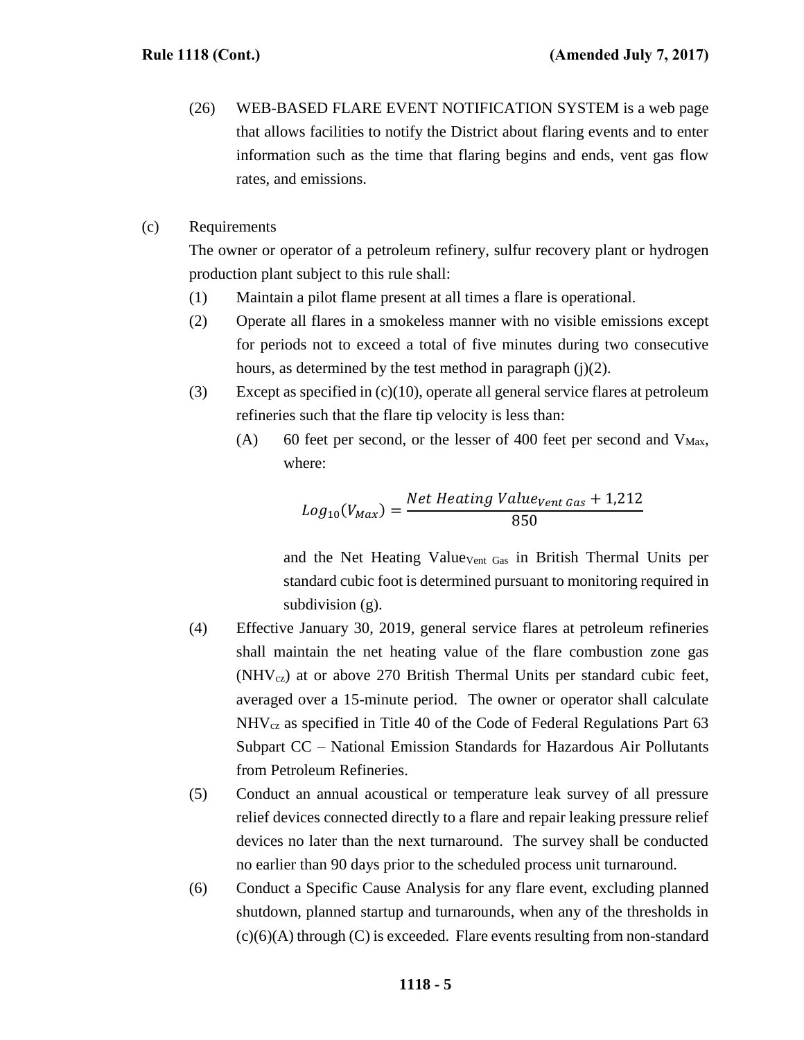(26) WEB-BASED FLARE EVENT NOTIFICATION SYSTEM is a web page that allows facilities to notify the District about flaring events and to enter information such as the time that flaring begins and ends, vent gas flow rates, and emissions.

(c) Requirements

The owner or operator of a petroleum refinery, sulfur recovery plant or hydrogen production plant subject to this rule shall:

(1) Maintain a pilot flame present at all times a flare is operational.

(2) Operate all flares in a smokeless manner with no visible emissions except for periods not to exceed a total of five minutes during two consecutive hours, as determined by the test method in paragraph (j)(2).

(3) Except as specified in (c)(10), operate all general service flares at petroleum refineries such that the flare tip velocity is less than:

(A) 60 feet per second, or the lesser of 400 feet per second and $V_{Max}$, where:

$$Log_{10}(V_{Max}) = \frac{Net\ Heating\ Value_{Vent\ Gas} + 1{,}212}{850}$$

and the Net Heating $Value_{Vent\ Gas}$ in British Thermal Units per standard cubic foot is determined pursuant to monitoring required in subdivision (g).

(4) Effective January 30, 2019, general service flares at petroleum refineries shall maintain the net heating value of the flare combustion zone gas ($NHV_{cz}$) at or above 270 British Thermal Units per standard cubic feet, averaged over a 15-minute period. The owner or operator shall calculate $NHV_{cz}$ as specified in Title 40 of the Code of Federal Regulations Part 63 Subpart CC – National Emission Standards for Hazardous Air Pollutants from Petroleum Refineries.

(5) Conduct an annual acoustical or temperature leak survey of all pressure relief devices connected directly to a flare and repair leaking pressure relief devices no later than the next turnaround. The survey shall be conducted no earlier than 90 days prior to the scheduled process unit turnaround.

(6) Conduct a Specific Cause Analysis for any flare event, excluding planned shutdown, planned startup and turnarounds, when any of the thresholds in (c)(6)(A) through (C) is exceeded. Flare events resulting from non-standard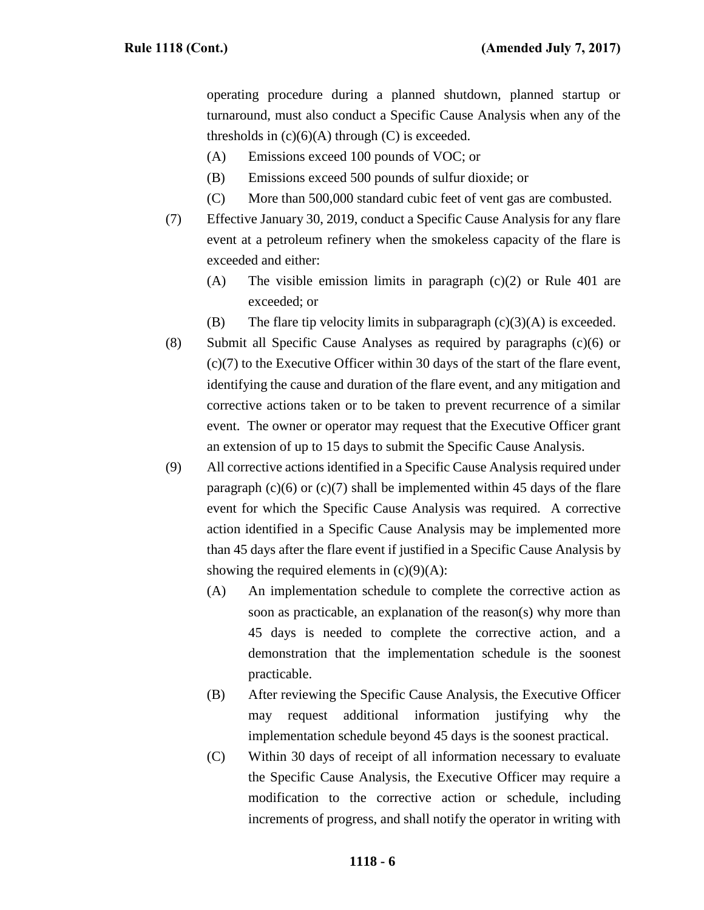operating procedure during a planned shutdown, planned startup or turnaround, must also conduct a Specific Cause Analysis when any of the thresholds in (c)(6)(A) through (C) is exceeded.

(A) Emissions exceed 100 pounds of VOC; or

(B) Emissions exceed 500 pounds of sulfur dioxide; or

(C) More than 500,000 standard cubic feet of vent gas are combusted.

(7) Effective January 30, 2019, conduct a Specific Cause Analysis for any flare event at a petroleum refinery when the smokeless capacity of the flare is exceeded and either:

(A) The visible emission limits in paragraph (c)(2) or Rule 401 are exceeded; or

(B) The flare tip velocity limits in subparagraph (c)(3)(A) is exceeded.

(8) Submit all Specific Cause Analyses as required by paragraphs (c)(6) or (c)(7) to the Executive Officer within 30 days of the start of the flare event, identifying the cause and duration of the flare event, and any mitigation and corrective actions taken or to be taken to prevent recurrence of a similar event. The owner or operator may request that the Executive Officer grant an extension of up to 15 days to submit the Specific Cause Analysis.

(9) All corrective actions identified in a Specific Cause Analysis required under paragraph (c)(6) or (c)(7) shall be implemented within 45 days of the flare event for which the Specific Cause Analysis was required. A corrective action identified in a Specific Cause Analysis may be implemented more than 45 days after the flare event if justified in a Specific Cause Analysis by showing the required elements in (c)(9)(A):

(A) An implementation schedule to complete the corrective action as soon as practicable, an explanation of the reason(s) why more than 45 days is needed to complete the corrective action, and a demonstration that the implementation schedule is the soonest practicable.

(B) After reviewing the Specific Cause Analysis, the Executive Officer may request additional information justifying why the implementation schedule beyond 45 days is the soonest practical.

(C) Within 30 days of receipt of all information necessary to evaluate the Specific Cause Analysis, the Executive Officer may require a modification to the corrective action or schedule, including increments of progress, and shall notify the operator in writing with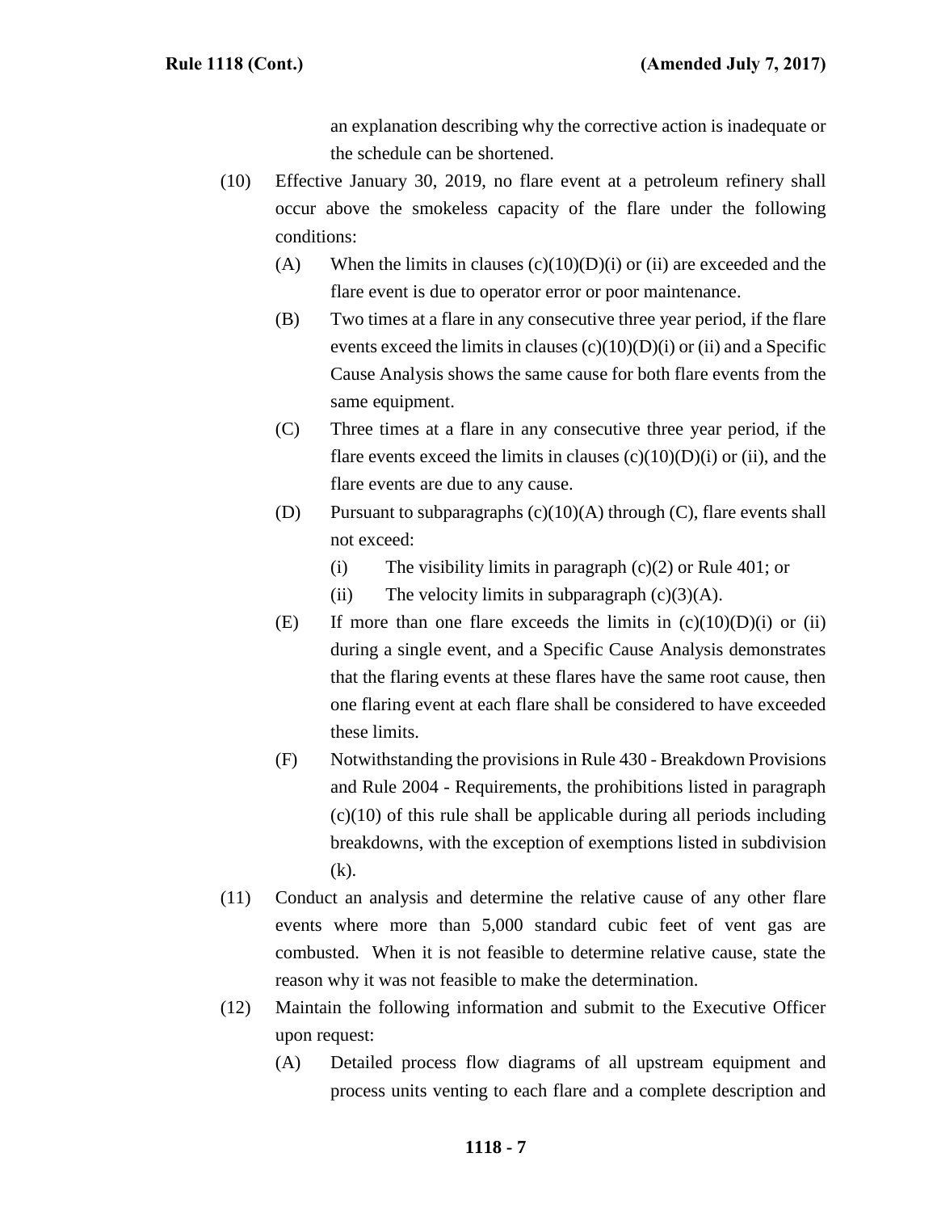an explanation describing why the corrective action is inadequate or the schedule can be shortened.

(10) Effective January 30, 2019, no flare event at a petroleum refinery shall occur above the smokeless capacity of the flare under the following conditions:

(A) When the limits in clauses (c)(10)(D)(i) or (ii) are exceeded and the flare event is due to operator error or poor maintenance.

(B) Two times at a flare in any consecutive three year period, if the flare events exceed the limits in clauses (c)(10)(D)(i) or (ii) and a Specific Cause Analysis shows the same cause for both flare events from the same equipment.

(C) Three times at a flare in any consecutive three year period, if the flare events exceed the limits in clauses (c)(10)(D)(i) or (ii), and the flare events are due to any cause.

(D) Pursuant to subparagraphs (c)(10)(A) through (C), flare events shall not exceed:

(i) The visibility limits in paragraph (c)(2) or Rule 401; or

(ii) The velocity limits in subparagraph (c)(3)(A).

(E) If more than one flare exceeds the limits in (c)(10)(D)(i) or (ii) during a single event, and a Specific Cause Analysis demonstrates that the flaring events at these flares have the same root cause, then one flaring event at each flare shall be considered to have exceeded these limits.

(F) Notwithstanding the provisions in Rule 430 - Breakdown Provisions and Rule 2004 - Requirements, the prohibitions listed in paragraph (c)(10) of this rule shall be applicable during all periods including breakdowns, with the exception of exemptions listed in subdivision (k).

(11) Conduct an analysis and determine the relative cause of any other flare events where more than 5,000 standard cubic feet of vent gas are combusted. When it is not feasible to determine relative cause, state the reason why it was not feasible to make the determination.

(12) Maintain the following information and submit to the Executive Officer upon request:

(A) Detailed process flow diagrams of all upstream equipment and process units venting to each flare and a complete description and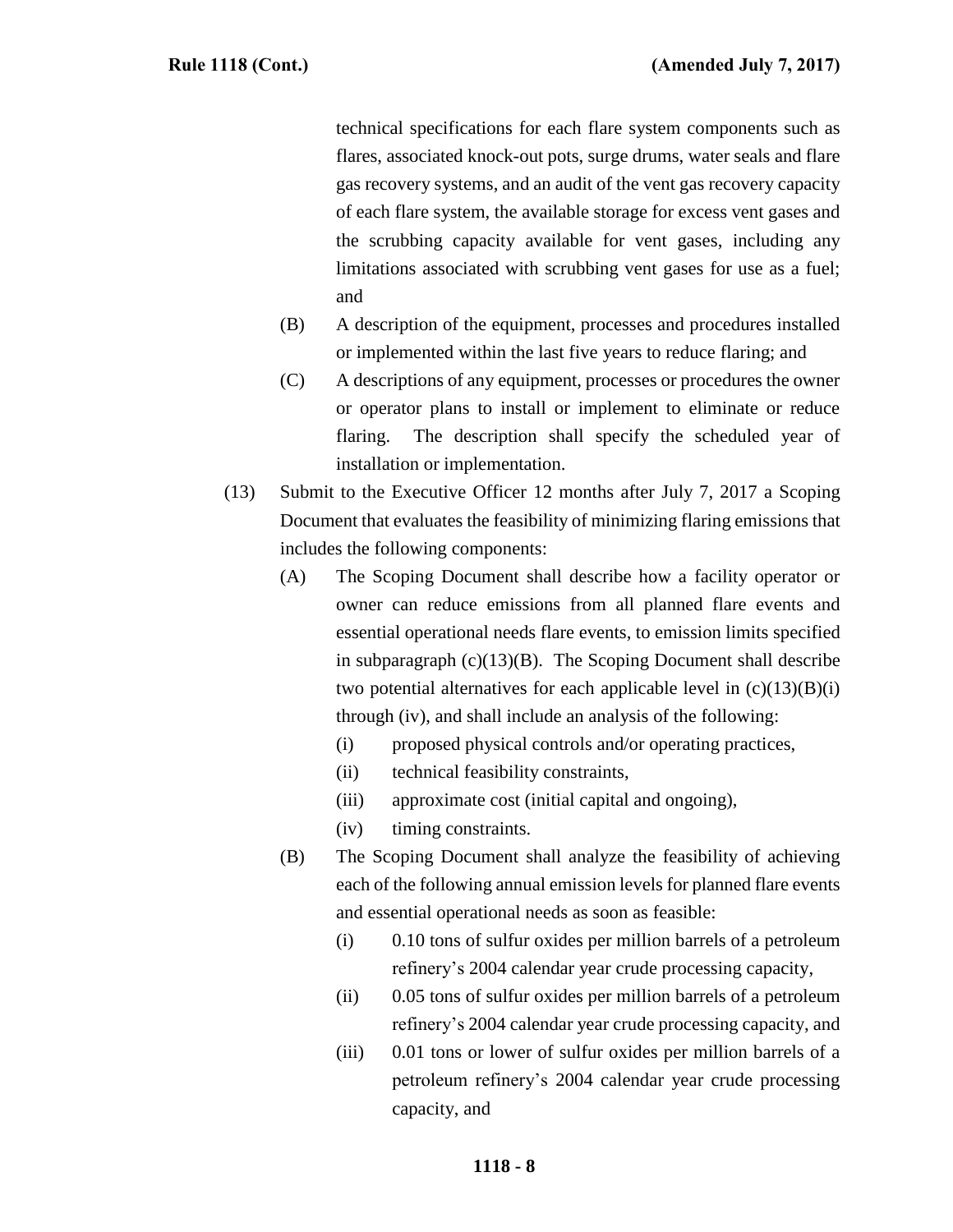technical specifications for each flare system components such as flares, associated knock-out pots, surge drums, water seals and flare gas recovery systems, and an audit of the vent gas recovery capacity of each flare system, the available storage for excess vent gases and the scrubbing capacity available for vent gases, including any limitations associated with scrubbing vent gases for use as a fuel; and

(B) A description of the equipment, processes and procedures installed or implemented within the last five years to reduce flaring; and

(C) A descriptions of any equipment, processes or procedures the owner or operator plans to install or implement to eliminate or reduce flaring. The description shall specify the scheduled year of installation or implementation.

(13) Submit to the Executive Officer 12 months after July 7, 2017 a Scoping Document that evaluates the feasibility of minimizing flaring emissions that includes the following components:

(A) The Scoping Document shall describe how a facility operator or owner can reduce emissions from all planned flare events and essential operational needs flare events, to emission limits specified in subparagraph (c)(13)(B). The Scoping Document shall describe two potential alternatives for each applicable level in (c)(13)(B)(i) through (iv), and shall include an analysis of the following:

(i) proposed physical controls and/or operating practices,

(ii) technical feasibility constraints,

(iii) approximate cost (initial capital and ongoing),

(iv) timing constraints.

(B) The Scoping Document shall analyze the feasibility of achieving each of the following annual emission levels for planned flare events and essential operational needs as soon as feasible:

(i) 0.10 tons of sulfur oxides per million barrels of a petroleum refinery's 2004 calendar year crude processing capacity,

(ii) 0.05 tons of sulfur oxides per million barrels of a petroleum refinery's 2004 calendar year crude processing capacity, and

(iii) 0.01 tons or lower of sulfur oxides per million barrels of a petroleum refinery's 2004 calendar year crude processing capacity, and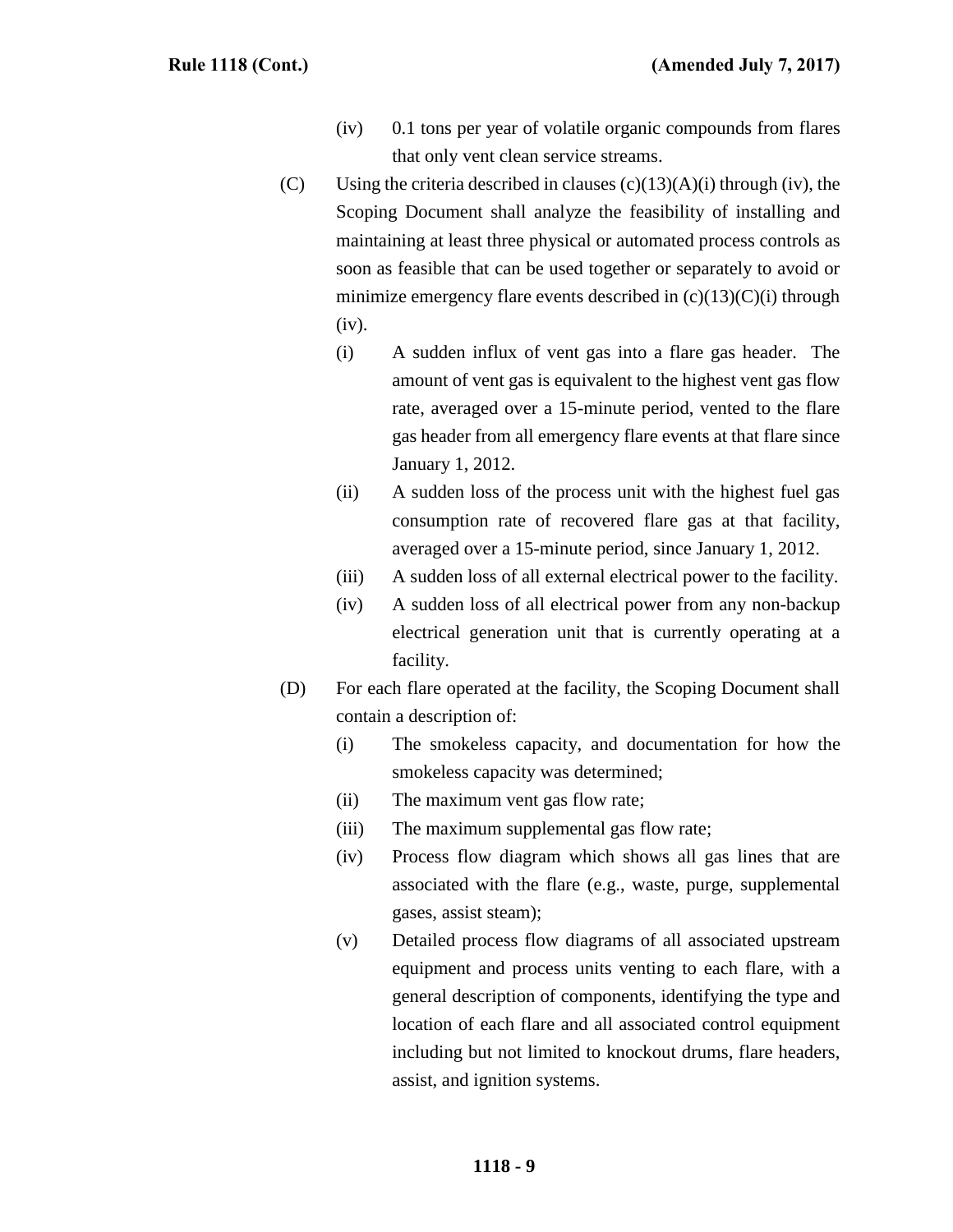(iv) 0.1 tons per year of volatile organic compounds from flares that only vent clean service streams.

(C) Using the criteria described in clauses (c)(13)(A)(i) through (iv), the Scoping Document shall analyze the feasibility of installing and maintaining at least three physical or automated process controls as soon as feasible that can be used together or separately to avoid or minimize emergency flare events described in (c)(13)(C)(i) through (iv).

(i) A sudden influx of vent gas into a flare gas header. The amount of vent gas is equivalent to the highest vent gas flow rate, averaged over a 15-minute period, vented to the flare gas header from all emergency flare events at that flare since January 1, 2012.

(ii) A sudden loss of the process unit with the highest fuel gas consumption rate of recovered flare gas at that facility, averaged over a 15-minute period, since January 1, 2012.

(iii) A sudden loss of all external electrical power to the facility.

(iv) A sudden loss of all electrical power from any non-backup electrical generation unit that is currently operating at a facility.

(D) For each flare operated at the facility, the Scoping Document shall contain a description of:

(i) The smokeless capacity, and documentation for how the smokeless capacity was determined;

(ii) The maximum vent gas flow rate;

(iii) The maximum supplemental gas flow rate;

(iv) Process flow diagram which shows all gas lines that are associated with the flare (e.g., waste, purge, supplemental gases, assist steam);

(v) Detailed process flow diagrams of all associated upstream equipment and process units venting to each flare, with a general description of components, identifying the type and location of each flare and all associated control equipment including but not limited to knockout drums, flare headers, assist, and ignition systems.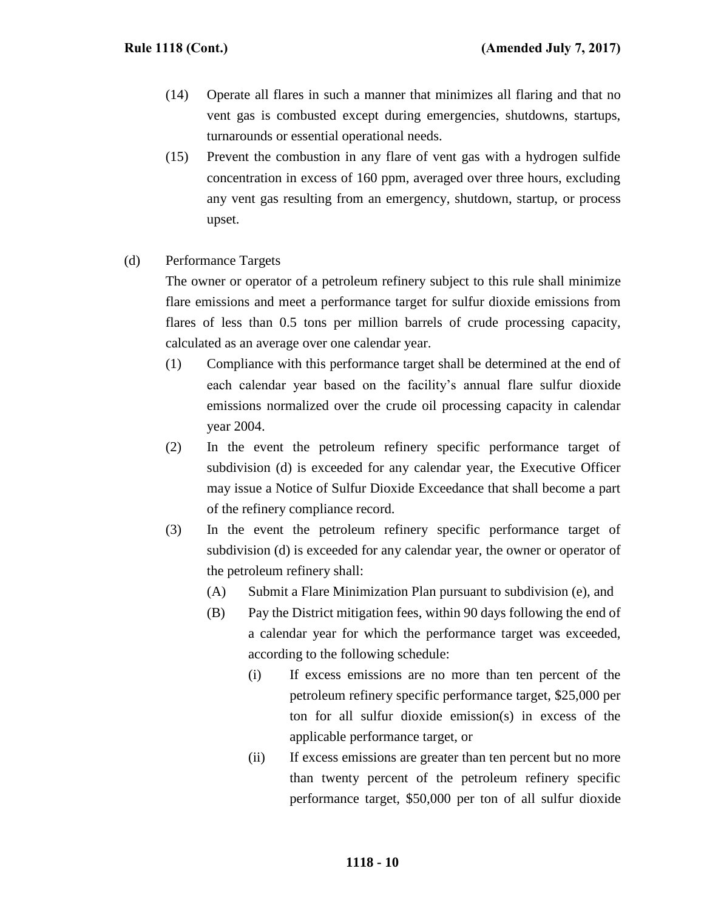(14) Operate all flares in such a manner that minimizes all flaring and that no vent gas is combusted except during emergencies, shutdowns, startups, turnarounds or essential operational needs.

(15) Prevent the combustion in any flare of vent gas with a hydrogen sulfide concentration in excess of 160 ppm, averaged over three hours, excluding any vent gas resulting from an emergency, shutdown, startup, or process upset.

(d) Performance Targets

The owner or operator of a petroleum refinery subject to this rule shall minimize flare emissions and meet a performance target for sulfur dioxide emissions from flares of less than 0.5 tons per million barrels of crude processing capacity, calculated as an average over one calendar year.

(1) Compliance with this performance target shall be determined at the end of each calendar year based on the facility's annual flare sulfur dioxide emissions normalized over the crude oil processing capacity in calendar year 2004.

(2) In the event the petroleum refinery specific performance target of subdivision (d) is exceeded for any calendar year, the Executive Officer may issue a Notice of Sulfur Dioxide Exceedance that shall become a part of the refinery compliance record.

(3) In the event the petroleum refinery specific performance target of subdivision (d) is exceeded for any calendar year, the owner or operator of the petroleum refinery shall:

(A) Submit a Flare Minimization Plan pursuant to subdivision (e), and

(B) Pay the District mitigation fees, within 90 days following the end of a calendar year for which the performance target was exceeded, according to the following schedule:

(i) If excess emissions are no more than ten percent of the petroleum refinery specific performance target, $25,000 per ton for all sulfur dioxide emission(s) in excess of the applicable performance target, or

(ii) If excess emissions are greater than ten percent but no more than twenty percent of the petroleum refinery specific performance target, $50,000 per ton of all sulfur dioxide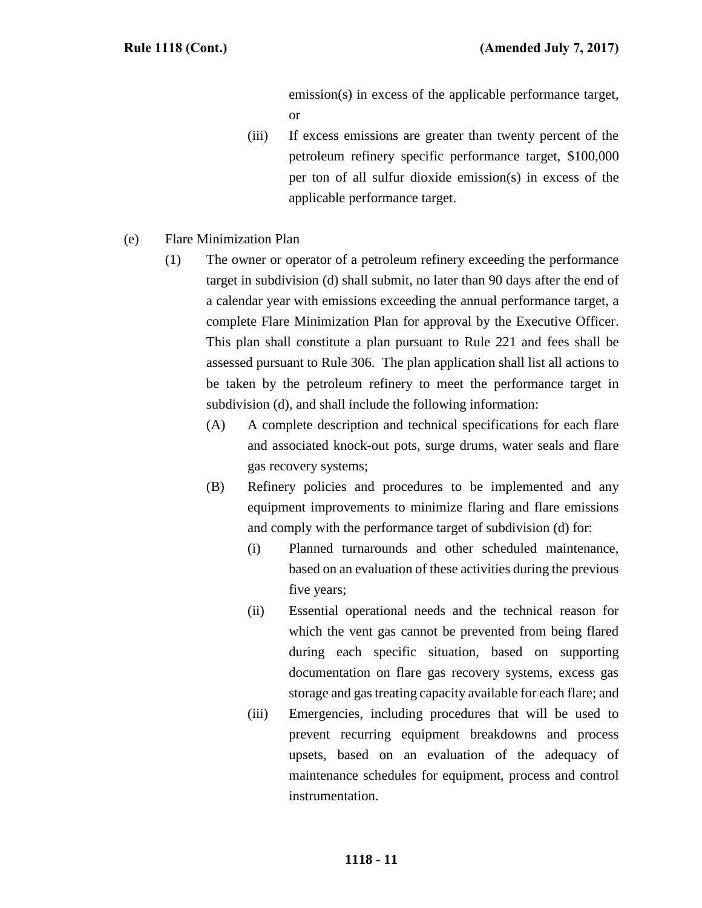emission(s) in excess of the applicable performance target, or

(iii) If excess emissions are greater than twenty percent of the petroleum refinery specific performance target, $100,000 per ton of all sulfur dioxide emission(s) in excess of the applicable performance target.

(e) Flare Minimization Plan

(1) The owner or operator of a petroleum refinery exceeding the performance target in subdivision (d) shall submit, no later than 90 days after the end of a calendar year with emissions exceeding the annual performance target, a complete Flare Minimization Plan for approval by the Executive Officer. This plan shall constitute a plan pursuant to Rule 221 and fees shall be assessed pursuant to Rule 306. The plan application shall list all actions to be taken by the petroleum refinery to meet the performance target in subdivision (d), and shall include the following information:

(A) A complete description and technical specifications for each flare and associated knock-out pots, surge drums, water seals and flare gas recovery systems;

(B) Refinery policies and procedures to be implemented and any equipment improvements to minimize flaring and flare emissions and comply with the performance target of subdivision (d) for:

(i) Planned turnarounds and other scheduled maintenance, based on an evaluation of these activities during the previous five years;

(ii) Essential operational needs and the technical reason for which the vent gas cannot be prevented from being flared during each specific situation, based on supporting documentation on flare gas recovery systems, excess gas storage and gas treating capacity available for each flare; and

(iii) Emergencies, including procedures that will be used to prevent recurring equipment breakdowns and process upsets, based on an evaluation of the adequacy of maintenance schedules for equipment, process and control instrumentation.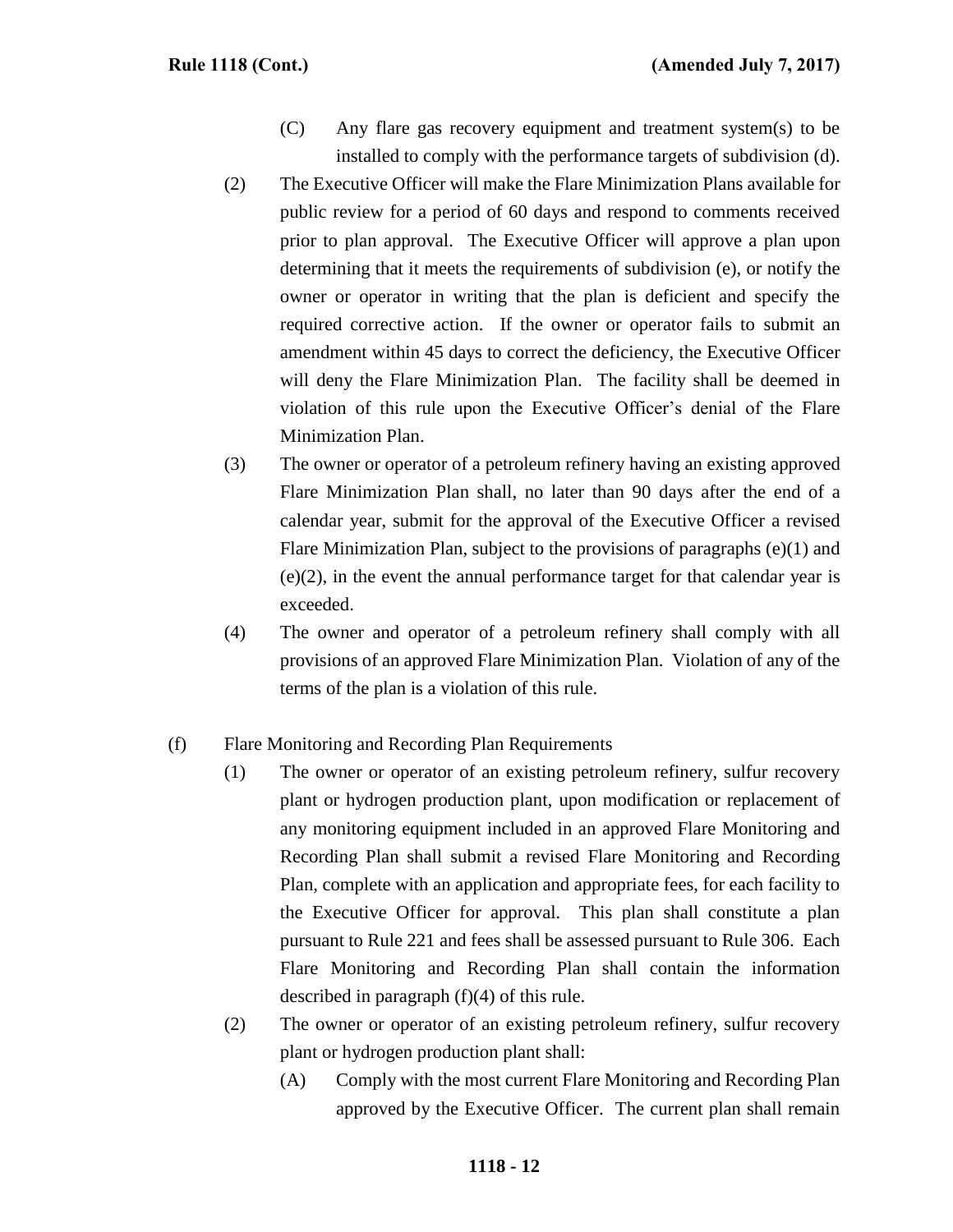(C) Any flare gas recovery equipment and treatment system(s) to be installed to comply with the performance targets of subdivision (d).

(2) The Executive Officer will make the Flare Minimization Plans available for public review for a period of 60 days and respond to comments received prior to plan approval. The Executive Officer will approve a plan upon determining that it meets the requirements of subdivision (e), or notify the owner or operator in writing that the plan is deficient and specify the required corrective action. If the owner or operator fails to submit an amendment within 45 days to correct the deficiency, the Executive Officer will deny the Flare Minimization Plan. The facility shall be deemed in violation of this rule upon the Executive Officer's denial of the Flare Minimization Plan.

(3) The owner or operator of a petroleum refinery having an existing approved Flare Minimization Plan shall, no later than 90 days after the end of a calendar year, submit for the approval of the Executive Officer a revised Flare Minimization Plan, subject to the provisions of paragraphs (e)(1) and (e)(2), in the event the annual performance target for that calendar year is exceeded.

(4) The owner and operator of a petroleum refinery shall comply with all provisions of an approved Flare Minimization Plan. Violation of any of the terms of the plan is a violation of this rule.

(f) Flare Monitoring and Recording Plan Requirements

(1) The owner or operator of an existing petroleum refinery, sulfur recovery plant or hydrogen production plant, upon modification or replacement of any monitoring equipment included in an approved Flare Monitoring and Recording Plan shall submit a revised Flare Monitoring and Recording Plan, complete with an application and appropriate fees, for each facility to the Executive Officer for approval. This plan shall constitute a plan pursuant to Rule 221 and fees shall be assessed pursuant to Rule 306. Each Flare Monitoring and Recording Plan shall contain the information described in paragraph (f)(4) of this rule.

(2) The owner or operator of an existing petroleum refinery, sulfur recovery plant or hydrogen production plant shall:

(A) Comply with the most current Flare Monitoring and Recording Plan approved by the Executive Officer. The current plan shall remain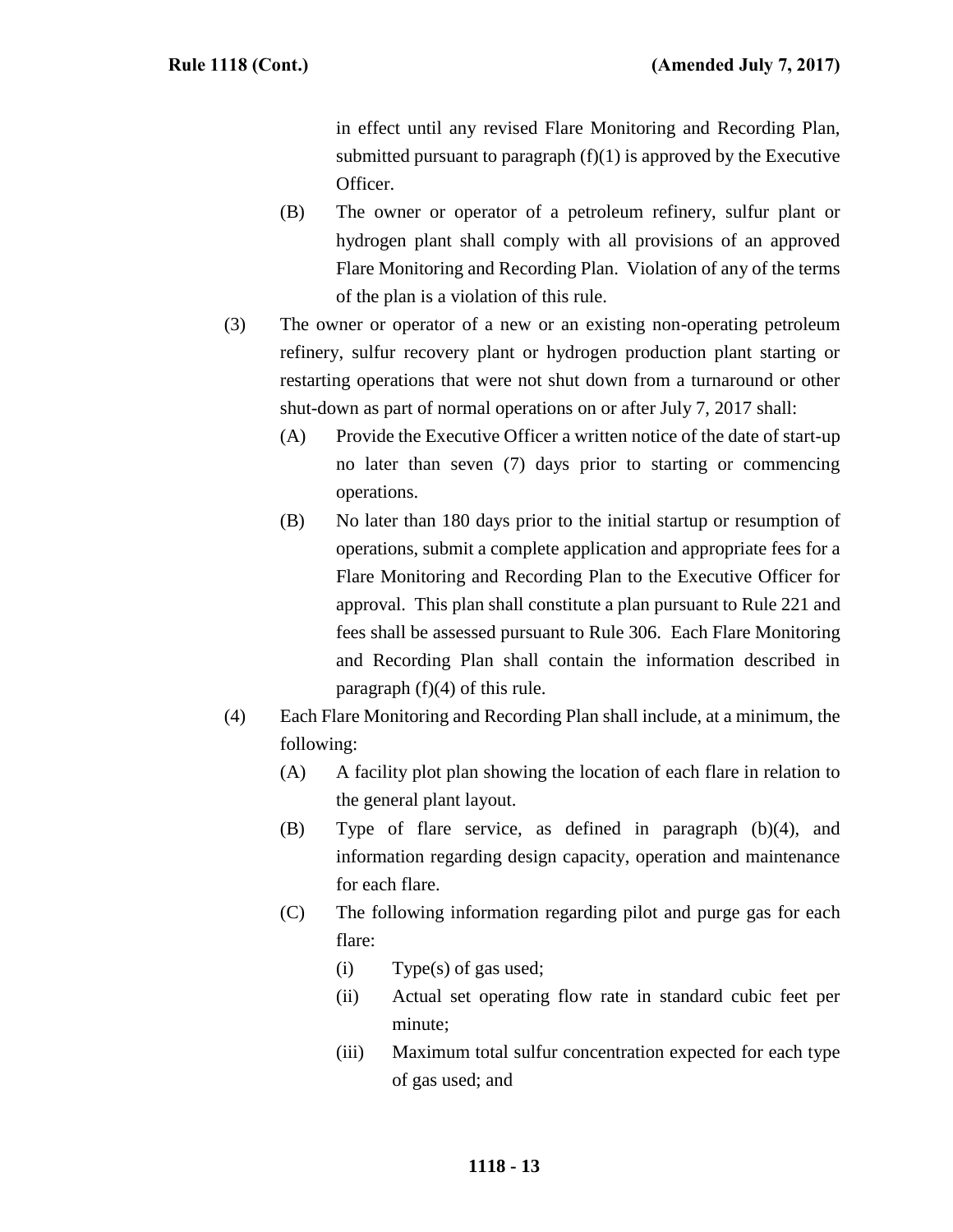in effect until any revised Flare Monitoring and Recording Plan, submitted pursuant to paragraph (f)(1) is approved by the Executive Officer.

(B) The owner or operator of a petroleum refinery, sulfur plant or hydrogen plant shall comply with all provisions of an approved Flare Monitoring and Recording Plan. Violation of any of the terms of the plan is a violation of this rule.

(3) The owner or operator of a new or an existing non-operating petroleum refinery, sulfur recovery plant or hydrogen production plant starting or restarting operations that were not shut down from a turnaround or other shut-down as part of normal operations on or after July 7, 2017 shall:

(A) Provide the Executive Officer a written notice of the date of start-up no later than seven (7) days prior to starting or commencing operations.

(B) No later than 180 days prior to the initial startup or resumption of operations, submit a complete application and appropriate fees for a Flare Monitoring and Recording Plan to the Executive Officer for approval. This plan shall constitute a plan pursuant to Rule 221 and fees shall be assessed pursuant to Rule 306. Each Flare Monitoring and Recording Plan shall contain the information described in paragraph (f)(4) of this rule.

(4) Each Flare Monitoring and Recording Plan shall include, at a minimum, the following:

(A) A facility plot plan showing the location of each flare in relation to the general plant layout.

(B) Type of flare service, as defined in paragraph (b)(4), and information regarding design capacity, operation and maintenance for each flare.

(C) The following information regarding pilot and purge gas for each flare:

(i) Type(s) of gas used;

(ii) Actual set operating flow rate in standard cubic feet per minute;

(iii) Maximum total sulfur concentration expected for each type of gas used; and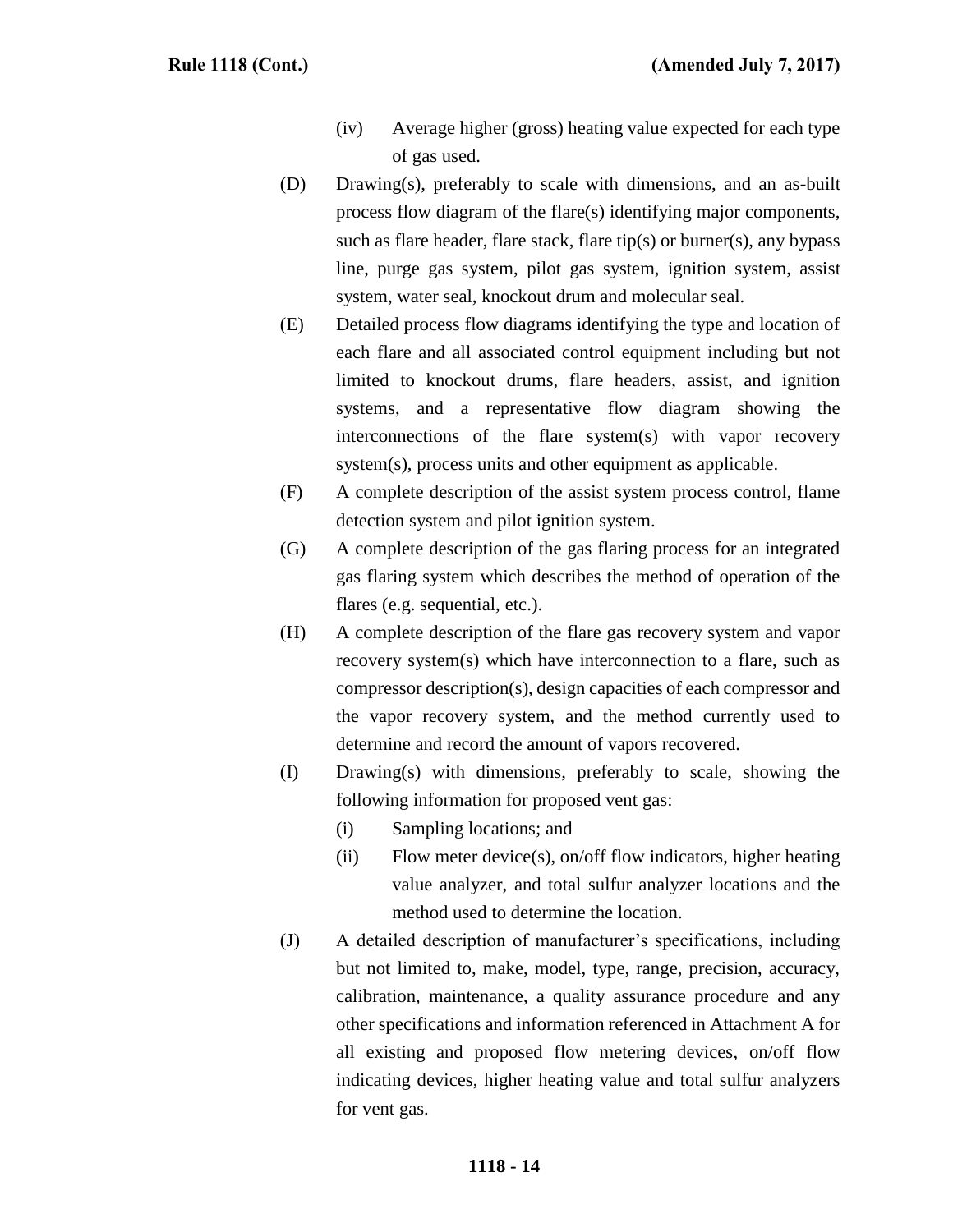(iv) Average higher (gross) heating value expected for each type of gas used.

(D) Drawing(s), preferably to scale with dimensions, and an as-built process flow diagram of the flare(s) identifying major components, such as flare header, flare stack, flare tip(s) or burner(s), any bypass line, purge gas system, pilot gas system, ignition system, assist system, water seal, knockout drum and molecular seal.

(E) Detailed process flow diagrams identifying the type and location of each flare and all associated control equipment including but not limited to knockout drums, flare headers, assist, and ignition systems, and a representative flow diagram showing the interconnections of the flare system(s) with vapor recovery system(s), process units and other equipment as applicable.

(F) A complete description of the assist system process control, flame detection system and pilot ignition system.

(G) A complete description of the gas flaring process for an integrated gas flaring system which describes the method of operation of the flares (e.g. sequential, etc.).

(H) A complete description of the flare gas recovery system and vapor recovery system(s) which have interconnection to a flare, such as compressor description(s), design capacities of each compressor and the vapor recovery system, and the method currently used to determine and record the amount of vapors recovered.

(I) Drawing(s) with dimensions, preferably to scale, showing the following information for proposed vent gas:

   (i) Sampling locations; and

   (ii) Flow meter device(s), on/off flow indicators, higher heating value analyzer, and total sulfur analyzer locations and the method used to determine the location.

(J) A detailed description of manufacturer's specifications, including but not limited to, make, model, type, range, precision, accuracy, calibration, maintenance, a quality assurance procedure and any other specifications and information referenced in Attachment A for all existing and proposed flow metering devices, on/off flow indicating devices, higher heating value and total sulfur analyzers for vent gas.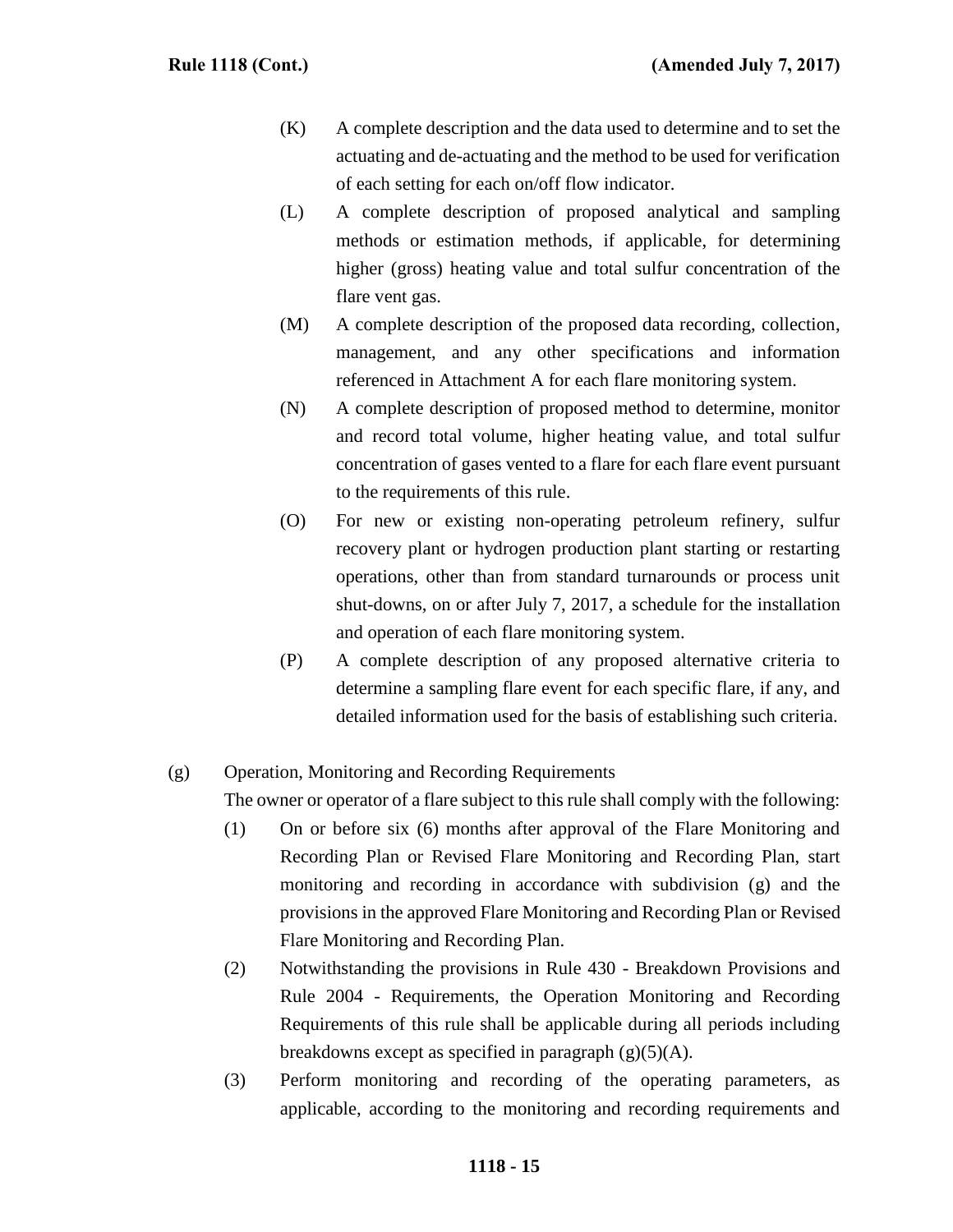(K) A complete description and the data used to determine and to set the actuating and de-actuating and the method to be used for verification of each setting for each on/off flow indicator.

(L) A complete description of proposed analytical and sampling methods or estimation methods, if applicable, for determining higher (gross) heating value and total sulfur concentration of the flare vent gas.

(M) A complete description of the proposed data recording, collection, management, and any other specifications and information referenced in Attachment A for each flare monitoring system.

(N) A complete description of proposed method to determine, monitor and record total volume, higher heating value, and total sulfur concentration of gases vented to a flare for each flare event pursuant to the requirements of this rule.

(O) For new or existing non-operating petroleum refinery, sulfur recovery plant or hydrogen production plant starting or restarting operations, other than from standard turnarounds or process unit shut-downs, on or after July 7, 2017, a schedule for the installation and operation of each flare monitoring system.

(P) A complete description of any proposed alternative criteria to determine a sampling flare event for each specific flare, if any, and detailed information used for the basis of establishing such criteria.

(g) Operation, Monitoring and Recording Requirements

The owner or operator of a flare subject to this rule shall comply with the following:

(1) On or before six (6) months after approval of the Flare Monitoring and Recording Plan or Revised Flare Monitoring and Recording Plan, start monitoring and recording in accordance with subdivision (g) and the provisions in the approved Flare Monitoring and Recording Plan or Revised Flare Monitoring and Recording Plan.

(2) Notwithstanding the provisions in Rule 430 - Breakdown Provisions and Rule 2004 - Requirements, the Operation Monitoring and Recording Requirements of this rule shall be applicable during all periods including breakdowns except as specified in paragraph (g)(5)(A).

(3) Perform monitoring and recording of the operating parameters, as applicable, according to the monitoring and recording requirements and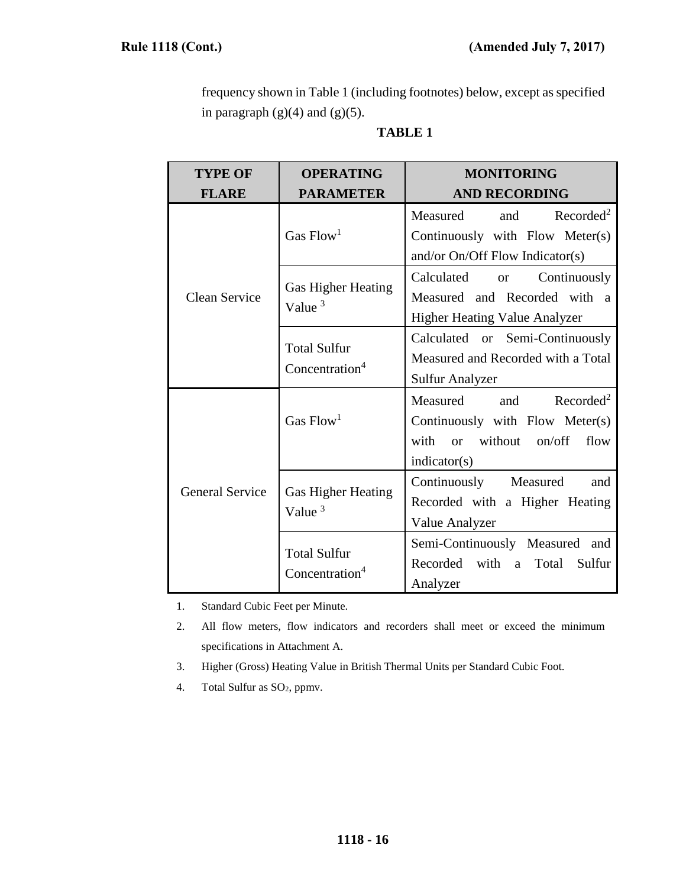frequency shown in Table 1 (including footnotes) below, except as specified in paragraph (g)(4) and (g)(5).

**TABLE 1**

| TYPE OF FLARE | OPERATING PARAMETER | MONITORING AND RECORDING |
|---|---|---|
| Clean Service | Gas Flow[1] | Measured and Recorded[2] Continuously with Flow Meter(s) and/or On/Off Flow Indicator(s) |
| | Gas Higher Heating Value [3] | Calculated or Continuously Measured and Recorded with a Higher Heating Value Analyzer |
| | Total Sulfur Concentration[4] | Calculated or Semi-Continuously Measured and Recorded with a Total Sulfur Analyzer |
| General Service | Gas Flow[1] | Measured and Recorded[2] Continuously with Flow Meter(s) with or without on/off flow indicator(s) |
| | Gas Higher Heating Value [3] | Continuously Measured and Recorded with a Higher Heating Value Analyzer |
| | Total Sulfur Concentration[4] | Semi-Continuously Measured and Recorded with a Total Sulfur Analyzer |

1. Standard Cubic Feet per Minute.
2. All flow meters, flow indicators and recorders shall meet or exceed the minimum specifications in Attachment A.
3. Higher (Gross) Heating Value in British Thermal Units per Standard Cubic Foot.
4. Total Sulfur as $SO_2$, ppmv.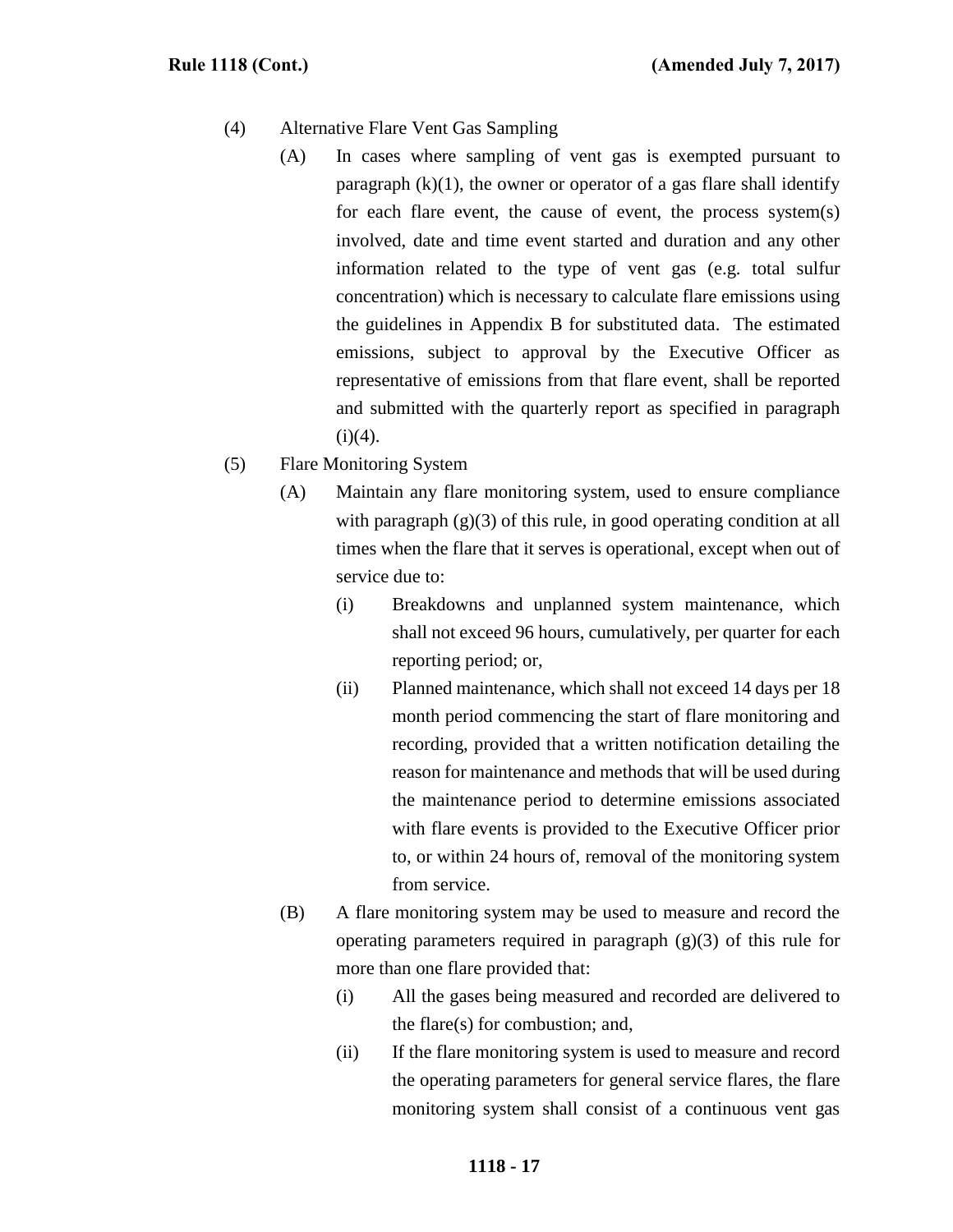(4) Alternative Flare Vent Gas Sampling

(A) In cases where sampling of vent gas is exempted pursuant to paragraph (k)(1), the owner or operator of a gas flare shall identify for each flare event, the cause of event, the process system(s) involved, date and time event started and duration and any other information related to the type of vent gas (e.g. total sulfur concentration) which is necessary to calculate flare emissions using the guidelines in Appendix B for substituted data. The estimated emissions, subject to approval by the Executive Officer as representative of emissions from that flare event, shall be reported and submitted with the quarterly report as specified in paragraph (i)(4).

(5) Flare Monitoring System

(A) Maintain any flare monitoring system, used to ensure compliance with paragraph (g)(3) of this rule, in good operating condition at all times when the flare that it serves is operational, except when out of service due to:

(i) Breakdowns and unplanned system maintenance, which shall not exceed 96 hours, cumulatively, per quarter for each reporting period; or,

(ii) Planned maintenance, which shall not exceed 14 days per 18 month period commencing the start of flare monitoring and recording, provided that a written notification detailing the reason for maintenance and methods that will be used during the maintenance period to determine emissions associated with flare events is provided to the Executive Officer prior to, or within 24 hours of, removal of the monitoring system from service.

(B) A flare monitoring system may be used to measure and record the operating parameters required in paragraph (g)(3) of this rule for more than one flare provided that:

(i) All the gases being measured and recorded are delivered to the flare(s) for combustion; and,

(ii) If the flare monitoring system is used to measure and record the operating parameters for general service flares, the flare monitoring system shall consist of a continuous vent gas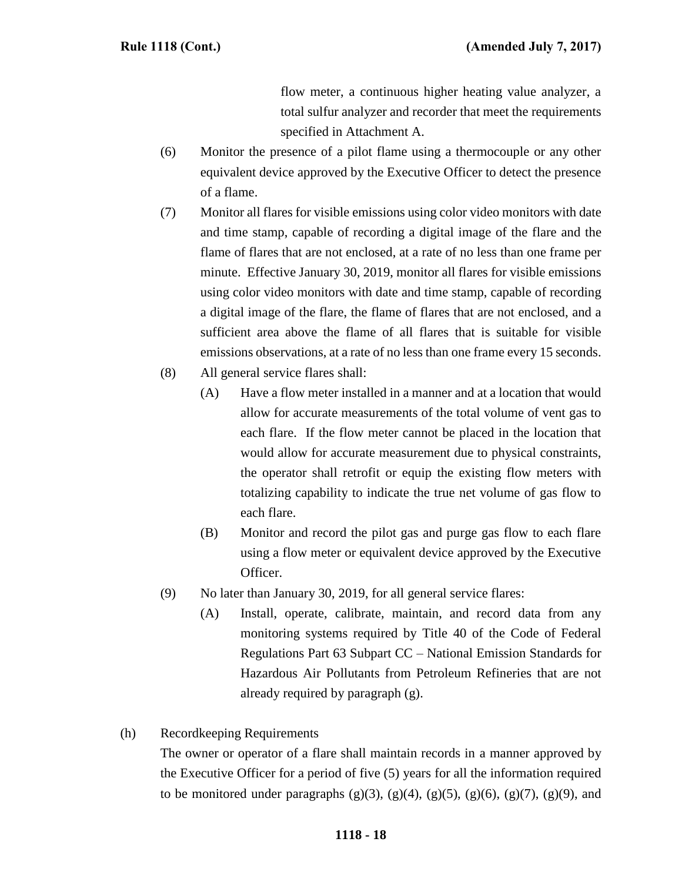flow meter, a continuous higher heating value analyzer, a total sulfur analyzer and recorder that meet the requirements specified in Attachment A.

(6) Monitor the presence of a pilot flame using a thermocouple or any other equivalent device approved by the Executive Officer to detect the presence of a flame.

(7) Monitor all flares for visible emissions using color video monitors with date and time stamp, capable of recording a digital image of the flare and the flame of flares that are not enclosed, at a rate of no less than one frame per minute. Effective January 30, 2019, monitor all flares for visible emissions using color video monitors with date and time stamp, capable of recording a digital image of the flare, the flame of flares that are not enclosed, and a sufficient area above the flame of all flares that is suitable for visible emissions observations, at a rate of no less than one frame every 15 seconds.

(8) All general service flares shall:

(A) Have a flow meter installed in a manner and at a location that would allow for accurate measurements of the total volume of vent gas to each flare. If the flow meter cannot be placed in the location that would allow for accurate measurement due to physical constraints, the operator shall retrofit or equip the existing flow meters with totalizing capability to indicate the true net volume of gas flow to each flare.

(B) Monitor and record the pilot gas and purge gas flow to each flare using a flow meter or equivalent device approved by the Executive Officer.

(9) No later than January 30, 2019, for all general service flares:

(A) Install, operate, calibrate, maintain, and record data from any monitoring systems required by Title 40 of the Code of Federal Regulations Part 63 Subpart CC – National Emission Standards for Hazardous Air Pollutants from Petroleum Refineries that are not already required by paragraph (g).

(h) Recordkeeping Requirements

The owner or operator of a flare shall maintain records in a manner approved by the Executive Officer for a period of five (5) years for all the information required to be monitored under paragraphs (g)(3), (g)(4), (g)(5), (g)(6), (g)(7), (g)(9), and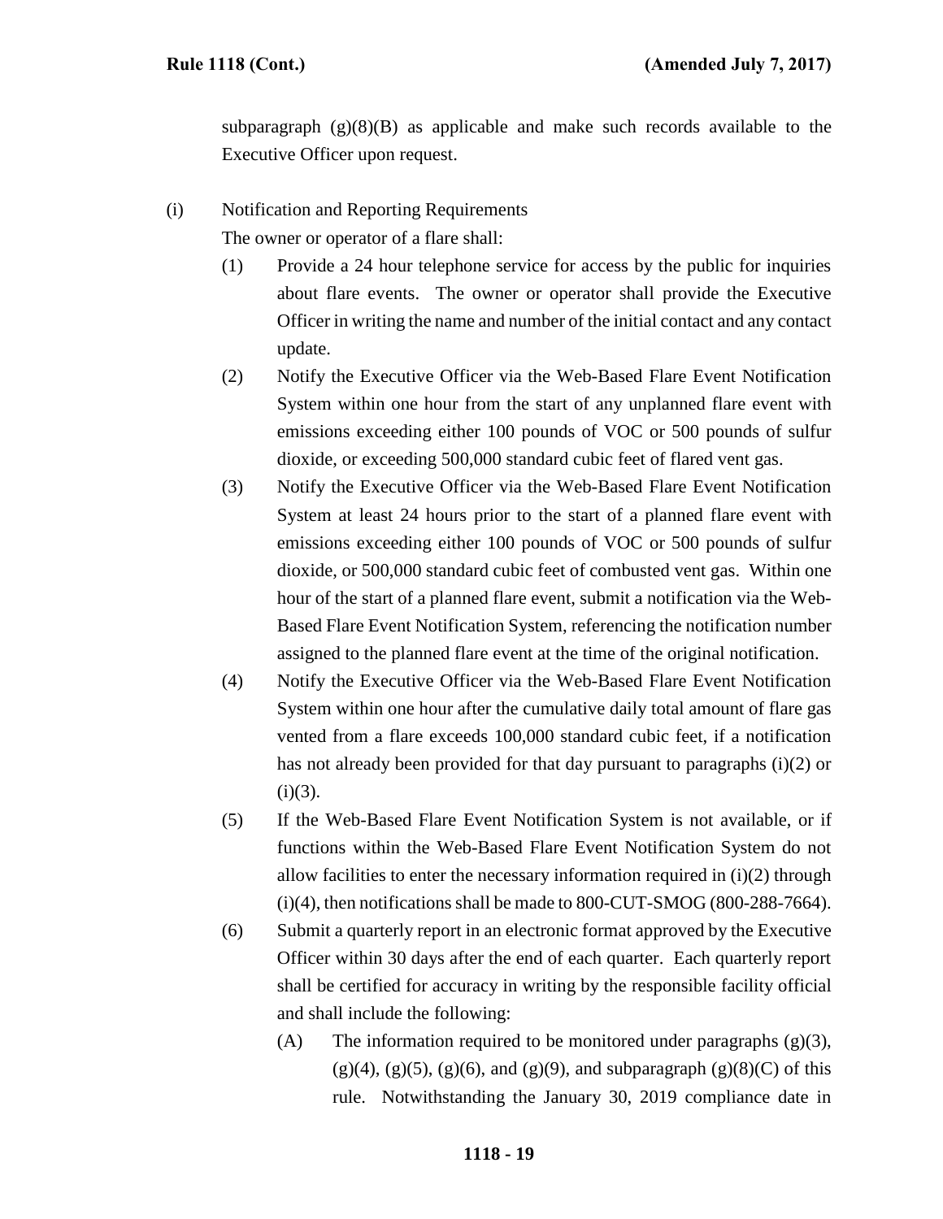subparagraph (g)(8)(B) as applicable and make such records available to the Executive Officer upon request.

(i) Notification and Reporting Requirements

The owner or operator of a flare shall:

(1) Provide a 24 hour telephone service for access by the public for inquiries about flare events. The owner or operator shall provide the Executive Officer in writing the name and number of the initial contact and any contact update.

(2) Notify the Executive Officer via the Web-Based Flare Event Notification System within one hour from the start of any unplanned flare event with emissions exceeding either 100 pounds of VOC or 500 pounds of sulfur dioxide, or exceeding 500,000 standard cubic feet of flared vent gas.

(3) Notify the Executive Officer via the Web-Based Flare Event Notification System at least 24 hours prior to the start of a planned flare event with emissions exceeding either 100 pounds of VOC or 500 pounds of sulfur dioxide, or 500,000 standard cubic feet of combusted vent gas. Within one hour of the start of a planned flare event, submit a notification via the Web-Based Flare Event Notification System, referencing the notification number assigned to the planned flare event at the time of the original notification.

(4) Notify the Executive Officer via the Web-Based Flare Event Notification System within one hour after the cumulative daily total amount of flare gas vented from a flare exceeds 100,000 standard cubic feet, if a notification has not already been provided for that day pursuant to paragraphs (i)(2) or (i)(3).

(5) If the Web-Based Flare Event Notification System is not available, or if functions within the Web-Based Flare Event Notification System do not allow facilities to enter the necessary information required in (i)(2) through (i)(4), then notifications shall be made to 800-CUT-SMOG (800-288-7664).

(6) Submit a quarterly report in an electronic format approved by the Executive Officer within 30 days after the end of each quarter. Each quarterly report shall be certified for accuracy in writing by the responsible facility official and shall include the following:

(A) The information required to be monitored under paragraphs (g)(3), (g)(4), (g)(5), (g)(6), and (g)(9), and subparagraph (g)(8)(C) of this rule. Notwithstanding the January 30, 2019 compliance date in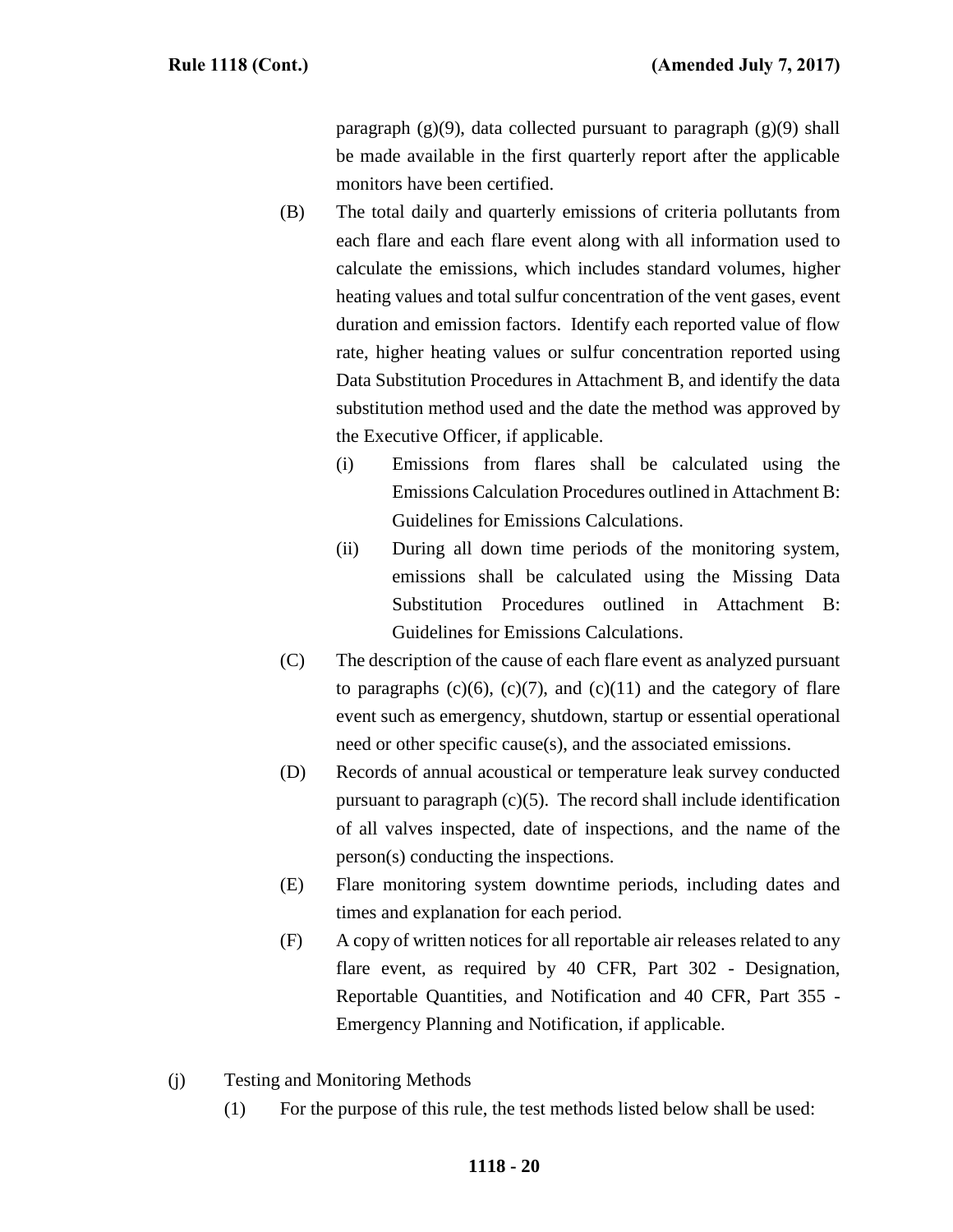paragraph (g)(9), data collected pursuant to paragraph (g)(9) shall be made available in the first quarterly report after the applicable monitors have been certified.

(B) The total daily and quarterly emissions of criteria pollutants from each flare and each flare event along with all information used to calculate the emissions, which includes standard volumes, higher heating values and total sulfur concentration of the vent gases, event duration and emission factors. Identify each reported value of flow rate, higher heating values or sulfur concentration reported using Data Substitution Procedures in Attachment B, and identify the data substitution method used and the date the method was approved by the Executive Officer, if applicable.

(i) Emissions from flares shall be calculated using the Emissions Calculation Procedures outlined in Attachment B: Guidelines for Emissions Calculations.

(ii) During all down time periods of the monitoring system, emissions shall be calculated using the Missing Data Substitution Procedures outlined in Attachment B: Guidelines for Emissions Calculations.

(C) The description of the cause of each flare event as analyzed pursuant to paragraphs (c)(6), (c)(7), and (c)(11) and the category of flare event such as emergency, shutdown, startup or essential operational need or other specific cause(s), and the associated emissions.

(D) Records of annual acoustical or temperature leak survey conducted pursuant to paragraph (c)(5). The record shall include identification of all valves inspected, date of inspections, and the name of the person(s) conducting the inspections.

(E) Flare monitoring system downtime periods, including dates and times and explanation for each period.

(F) A copy of written notices for all reportable air releases related to any flare event, as required by 40 CFR, Part 302 - Designation, Reportable Quantities, and Notification and 40 CFR, Part 355 - Emergency Planning and Notification, if applicable.

(j) Testing and Monitoring Methods

(1) For the purpose of this rule, the test methods listed below shall be used: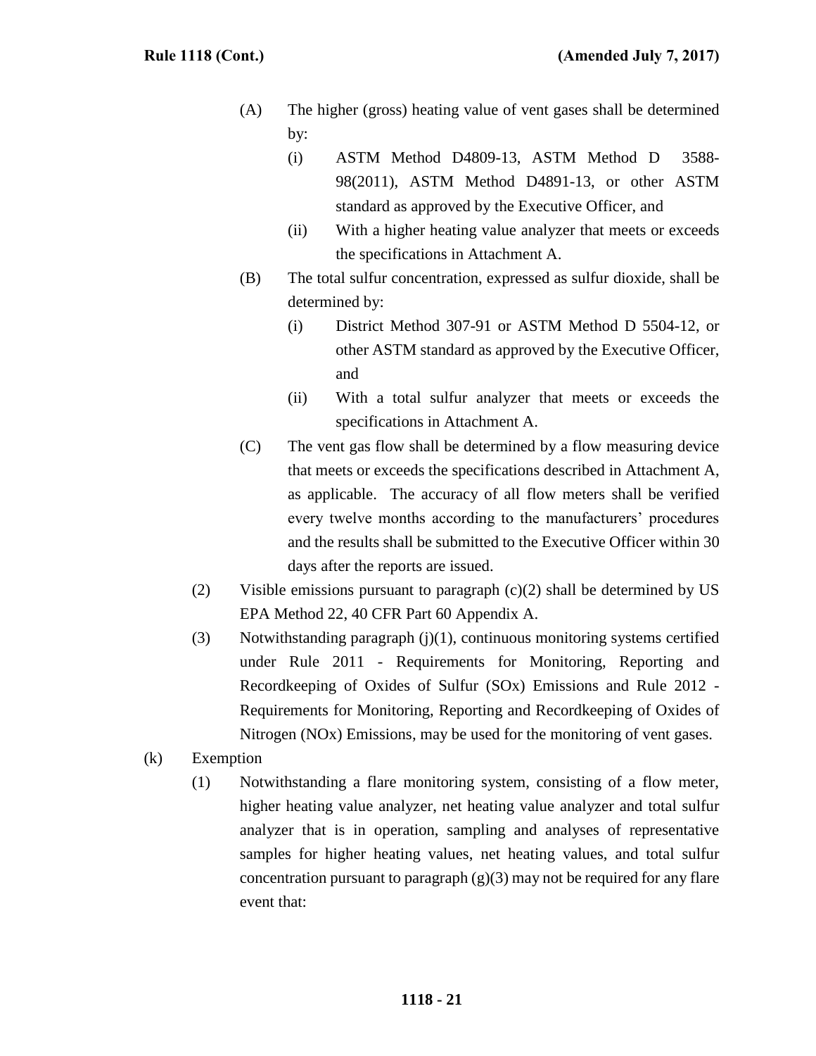(A) The higher (gross) heating value of vent gases shall be determined by:

(i) ASTM Method D4809-13, ASTM Method D 3588-98(2011), ASTM Method D4891-13, or other ASTM standard as approved by the Executive Officer, and

(ii) With a higher heating value analyzer that meets or exceeds the specifications in Attachment A.

(B) The total sulfur concentration, expressed as sulfur dioxide, shall be determined by:

(i) District Method 307-91 or ASTM Method D 5504-12, or other ASTM standard as approved by the Executive Officer, and

(ii) With a total sulfur analyzer that meets or exceeds the specifications in Attachment A.

(C) The vent gas flow shall be determined by a flow measuring device that meets or exceeds the specifications described in Attachment A, as applicable. The accuracy of all flow meters shall be verified every twelve months according to the manufacturers' procedures and the results shall be submitted to the Executive Officer within 30 days after the reports are issued.

(2) Visible emissions pursuant to paragraph (c)(2) shall be determined by US EPA Method 22, 40 CFR Part 60 Appendix A.

(3) Notwithstanding paragraph (j)(1), continuous monitoring systems certified under Rule 2011 - Requirements for Monitoring, Reporting and Recordkeeping of Oxides of Sulfur (SOx) Emissions and Rule 2012 - Requirements for Monitoring, Reporting and Recordkeeping of Oxides of Nitrogen (NOx) Emissions, may be used for the monitoring of vent gases.

(k) Exemption

(1) Notwithstanding a flare monitoring system, consisting of a flow meter, higher heating value analyzer, net heating value analyzer and total sulfur analyzer that is in operation, sampling and analyses of representative samples for higher heating values, net heating values, and total sulfur concentration pursuant to paragraph (g)(3) may not be required for any flare event that: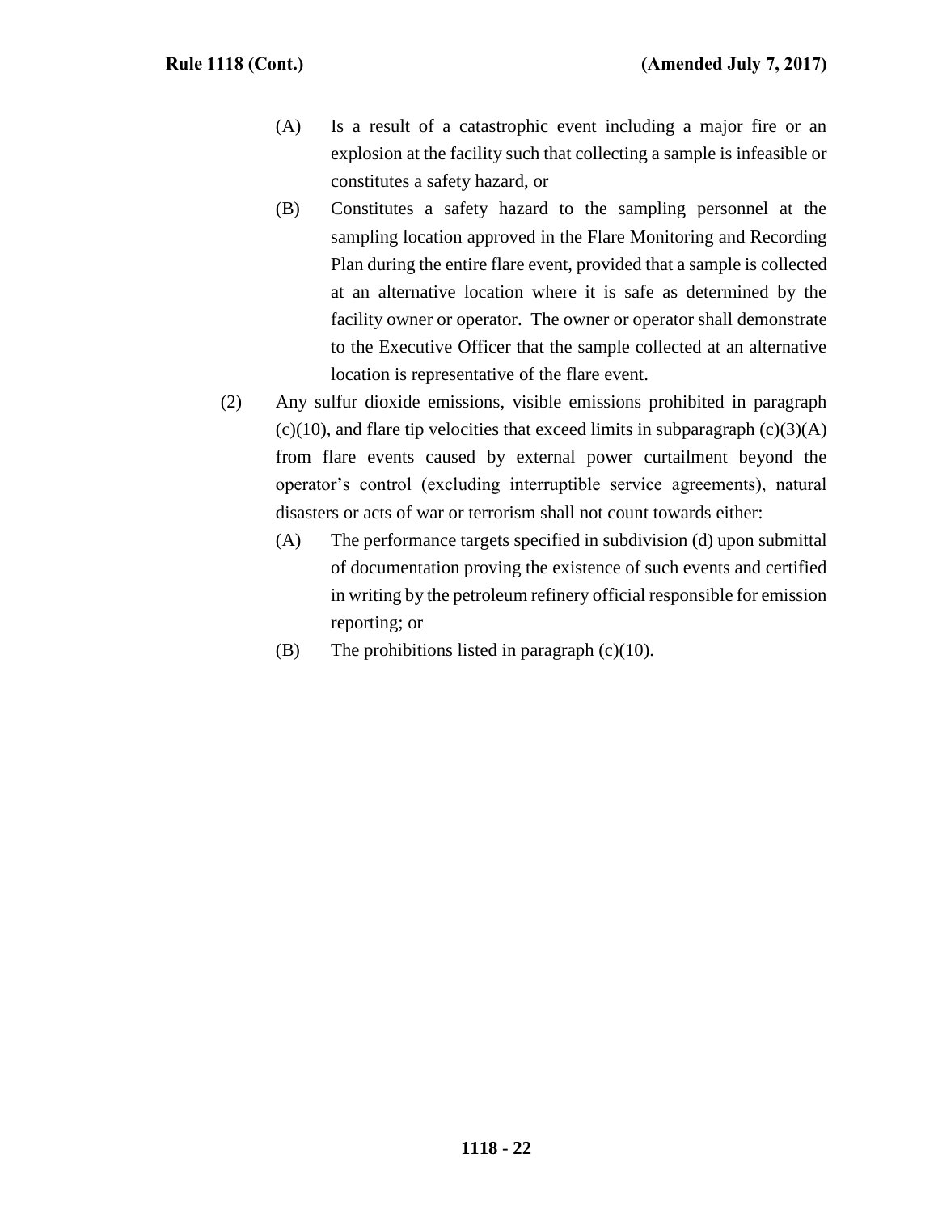(A) Is a result of a catastrophic event including a major fire or an explosion at the facility such that collecting a sample is infeasible or constitutes a safety hazard, or

(B) Constitutes a safety hazard to the sampling personnel at the sampling location approved in the Flare Monitoring and Recording Plan during the entire flare event, provided that a sample is collected at an alternative location where it is safe as determined by the facility owner or operator. The owner or operator shall demonstrate to the Executive Officer that the sample collected at an alternative location is representative of the flare event.

(2) Any sulfur dioxide emissions, visible emissions prohibited in paragraph (c)(10), and flare tip velocities that exceed limits in subparagraph (c)(3)(A) from flare events caused by external power curtailment beyond the operator's control (excluding interruptible service agreements), natural disasters or acts of war or terrorism shall not count towards either:

(A) The performance targets specified in subdivision (d) upon submittal of documentation proving the existence of such events and certified in writing by the petroleum refinery official responsible for emission reporting; or

(B) The prohibitions listed in paragraph (c)(10).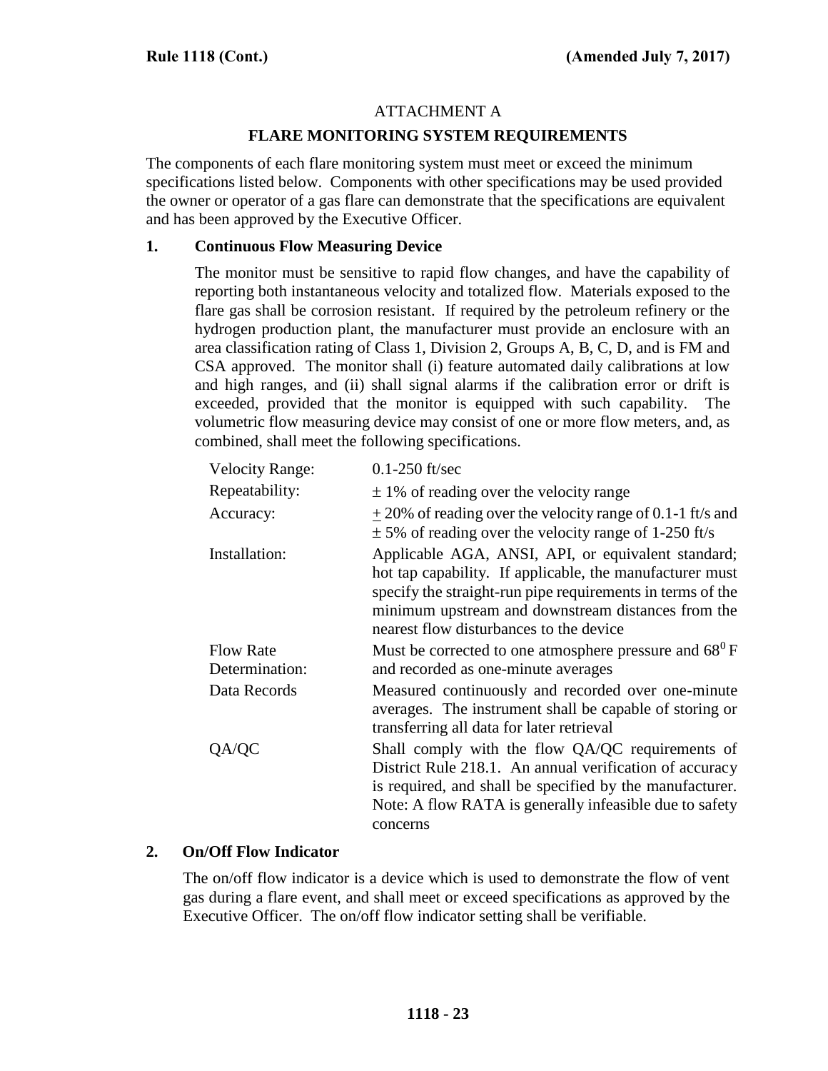## ATTACHMENT A

### FLARE MONITORING SYSTEM REQUIREMENTS

The components of each flare monitoring system must meet or exceed the minimum specifications listed below. Components with other specifications may be used provided the owner or operator of a gas flare can demonstrate that the specifications are equivalent and has been approved by the Executive Officer.

**1. Continuous Flow Measuring Device**

The monitor must be sensitive to rapid flow changes, and have the capability of reporting both instantaneous velocity and totalized flow. Materials exposed to the flare gas shall be corrosion resistant. If required by the petroleum refinery or the hydrogen production plant, the manufacturer must provide an enclosure with an area classification rating of Class 1, Division 2, Groups A, B, C, D, and is FM and CSA approved. The monitor shall (i) feature automated daily calibrations at low and high ranges, and (ii) shall signal alarms if the calibration error or drift is exceeded, provided that the monitor is equipped with such capability. The volumetric flow measuring device may consist of one or more flow meters, and, as combined, shall meet the following specifications.

| | |
|---|---|
| Velocity Range: | 0.1-250 ft/sec |
| Repeatability: | ± 1% of reading over the velocity range |
| Accuracy: | ± 20% of reading over the velocity range of 0.1-1 ft/s and ± 5% of reading over the velocity range of 1-250 ft/s |
| Installation: | Applicable AGA, ANSI, API, or equivalent standard; hot tap capability. If applicable, the manufacturer must specify the straight-run pipe requirements in terms of the minimum upstream and downstream distances from the nearest flow disturbances to the device |
| Flow Rate Determination: | Must be corrected to one atmosphere pressure and $68^0$ F and recorded as one-minute averages |
| Data Records | Measured continuously and recorded over one-minute averages. The instrument shall be capable of storing or transferring all data for later retrieval |
| QA/QC | Shall comply with the flow QA/QC requirements of District Rule 218.1. An annual verification of accuracy is required, and shall be specified by the manufacturer. Note: A flow RATA is generally infeasible due to safety concerns |

**2. On/Off Flow Indicator**

The on/off flow indicator is a device which is used to demonstrate the flow of vent gas during a flare event, and shall meet or exceed specifications as approved by the Executive Officer. The on/off flow indicator setting shall be verifiable.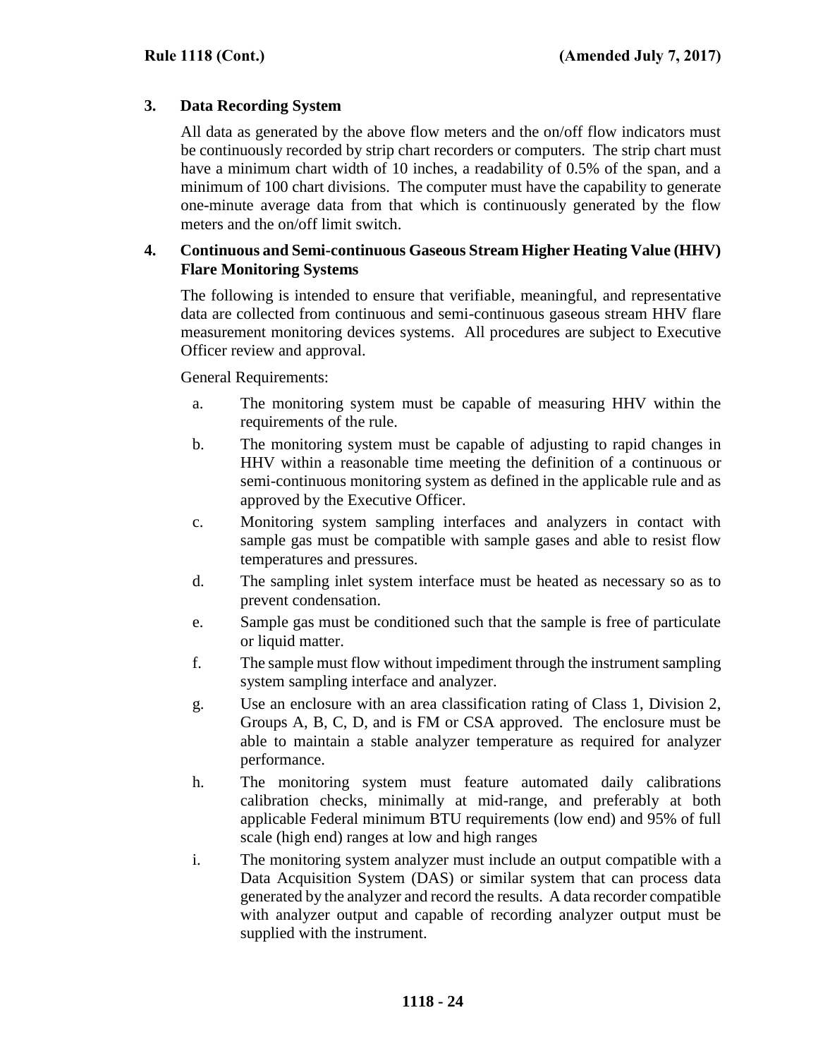### 3. Data Recording System

All data as generated by the above flow meters and the on/off flow indicators must be continuously recorded by strip chart recorders or computers. The strip chart must have a minimum chart width of 10 inches, a readability of 0.5% of the span, and a minimum of 100 chart divisions. The computer must have the capability to generate one-minute average data from that which is continuously generated by the flow meters and the on/off limit switch.

### 4. Continuous and Semi-continuous Gaseous Stream Higher Heating Value (HHV) Flare Monitoring Systems

The following is intended to ensure that verifiable, meaningful, and representative data are collected from continuous and semi-continuous gaseous stream HHV flare measurement monitoring devices systems. All procedures are subject to Executive Officer review and approval.

General Requirements:

a. The monitoring system must be capable of measuring HHV within the requirements of the rule.

b. The monitoring system must be capable of adjusting to rapid changes in HHV within a reasonable time meeting the definition of a continuous or semi-continuous monitoring system as defined in the applicable rule and as approved by the Executive Officer.

c. Monitoring system sampling interfaces and analyzers in contact with sample gas must be compatible with sample gases and able to resist flow temperatures and pressures.

d. The sampling inlet system interface must be heated as necessary so as to prevent condensation.

e. Sample gas must be conditioned such that the sample is free of particulate or liquid matter.

f. The sample must flow without impediment through the instrument sampling system sampling interface and analyzer.

g. Use an enclosure with an area classification rating of Class 1, Division 2, Groups A, B, C, D, and is FM or CSA approved. The enclosure must be able to maintain a stable analyzer temperature as required for analyzer performance.

h. The monitoring system must feature automated daily calibrations calibration checks, minimally at mid-range, and preferably at both applicable Federal minimum BTU requirements (low end) and 95% of full scale (high end) ranges at low and high ranges

i. The monitoring system analyzer must include an output compatible with a Data Acquisition System (DAS) or similar system that can process data generated by the analyzer and record the results. A data recorder compatible with analyzer output and capable of recording analyzer output must be supplied with the instrument.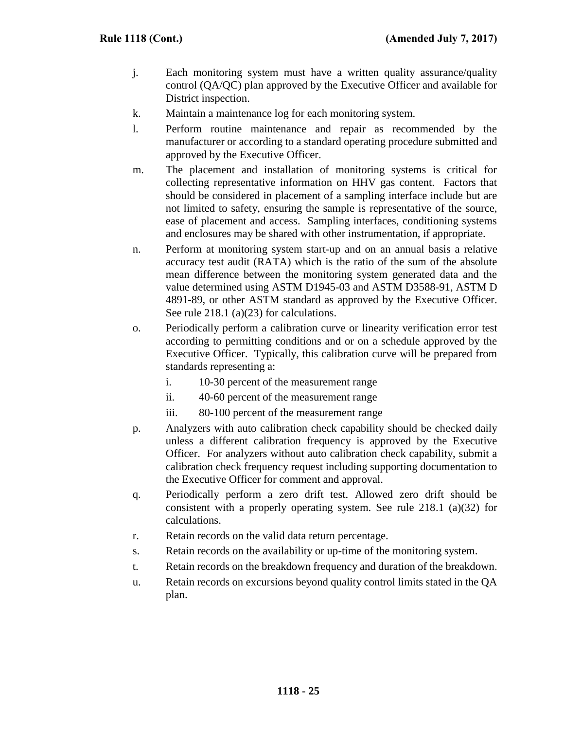j. Each monitoring system must have a written quality assurance/quality control (QA/QC) plan approved by the Executive Officer and available for District inspection.

k. Maintain a maintenance log for each monitoring system.

l. Perform routine maintenance and repair as recommended by the manufacturer or according to a standard operating procedure submitted and approved by the Executive Officer.

m. The placement and installation of monitoring systems is critical for collecting representative information on HHV gas content. Factors that should be considered in placement of a sampling interface include but are not limited to safety, ensuring the sample is representative of the source, ease of placement and access. Sampling interfaces, conditioning systems and enclosures may be shared with other instrumentation, if appropriate.

n. Perform at monitoring system start-up and on an annual basis a relative accuracy test audit (RATA) which is the ratio of the sum of the absolute mean difference between the monitoring system generated data and the value determined using ASTM D1945-03 and ASTM D3588-91, ASTM D 4891-89, or other ASTM standard as approved by the Executive Officer. See rule 218.1 (a)(23) for calculations.

o. Periodically perform a calibration curve or linearity verification error test according to permitting conditions and or on a schedule approved by the Executive Officer. Typically, this calibration curve will be prepared from standards representing a:

   i. 10-30 percent of the measurement range

   ii. 40-60 percent of the measurement range

   iii. 80-100 percent of the measurement range

p. Analyzers with auto calibration check capability should be checked daily unless a different calibration frequency is approved by the Executive Officer. For analyzers without auto calibration check capability, submit a calibration check frequency request including supporting documentation to the Executive Officer for comment and approval.

q. Periodically perform a zero drift test. Allowed zero drift should be consistent with a properly operating system. See rule 218.1 (a)(32) for calculations.

r. Retain records on the valid data return percentage.

s. Retain records on the availability or up-time of the monitoring system.

t. Retain records on the breakdown frequency and duration of the breakdown.

u. Retain records on excursions beyond quality control limits stated in the QA plan.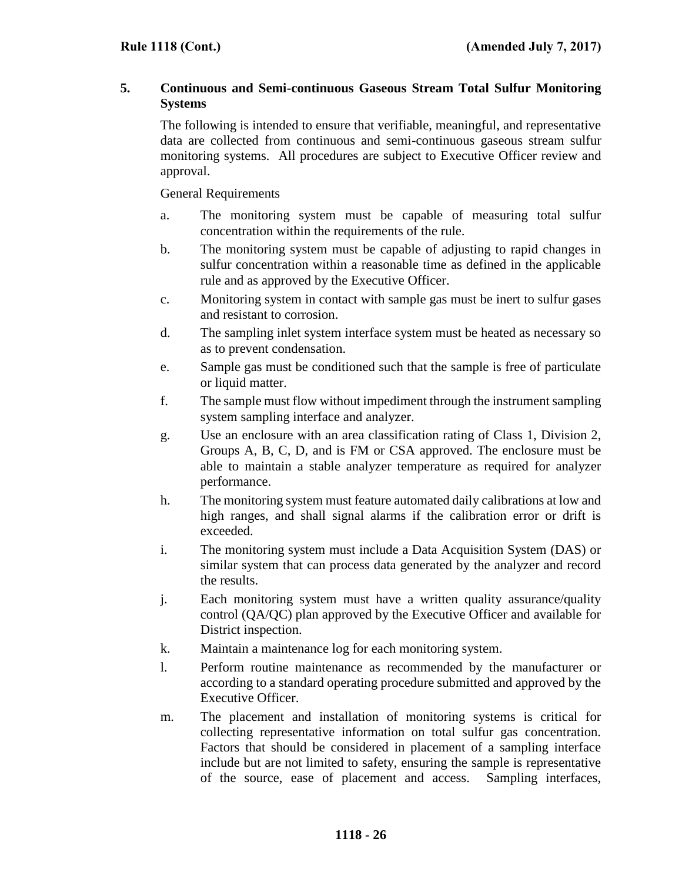## 5. Continuous and Semi-continuous Gaseous Stream Total Sulfur Monitoring Systems

The following is intended to ensure that verifiable, meaningful, and representative data are collected from continuous and semi-continuous gaseous stream sulfur monitoring systems. All procedures are subject to Executive Officer review and approval.

General Requirements

a. The monitoring system must be capable of measuring total sulfur concentration within the requirements of the rule.

b. The monitoring system must be capable of adjusting to rapid changes in sulfur concentration within a reasonable time as defined in the applicable rule and as approved by the Executive Officer.

c. Monitoring system in contact with sample gas must be inert to sulfur gases and resistant to corrosion.

d. The sampling inlet system interface system must be heated as necessary so as to prevent condensation.

e. Sample gas must be conditioned such that the sample is free of particulate or liquid matter.

f. The sample must flow without impediment through the instrument sampling system sampling interface and analyzer.

g. Use an enclosure with an area classification rating of Class 1, Division 2, Groups A, B, C, D, and is FM or CSA approved. The enclosure must be able to maintain a stable analyzer temperature as required for analyzer performance.

h. The monitoring system must feature automated daily calibrations at low and high ranges, and shall signal alarms if the calibration error or drift is exceeded.

i. The monitoring system must include a Data Acquisition System (DAS) or similar system that can process data generated by the analyzer and record the results.

j. Each monitoring system must have a written quality assurance/quality control (QA/QC) plan approved by the Executive Officer and available for District inspection.

k. Maintain a maintenance log for each monitoring system.

l. Perform routine maintenance as recommended by the manufacturer or according to a standard operating procedure submitted and approved by the Executive Officer.

m. The placement and installation of monitoring systems is critical for collecting representative information on total sulfur gas concentration. Factors that should be considered in placement of a sampling interface include but are not limited to safety, ensuring the sample is representative of the source, ease of placement and access. Sampling interfaces,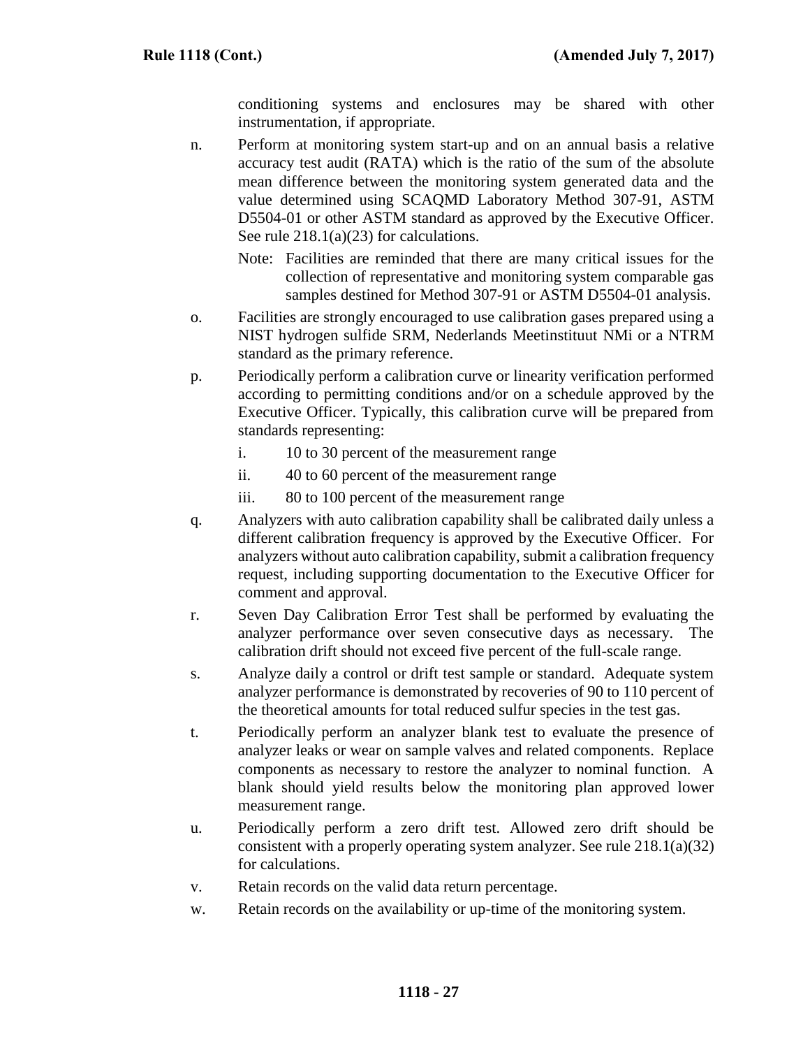conditioning systems and enclosures may be shared with other instrumentation, if appropriate.

n. Perform at monitoring system start-up and on an annual basis a relative accuracy test audit (RATA) which is the ratio of the sum of the absolute mean difference between the monitoring system generated data and the value determined using SCAQMD Laboratory Method 307-91, ASTM D5504-01 or other ASTM standard as approved by the Executive Officer. See rule 218.1(a)(23) for calculations.

   Note: Facilities are reminded that there are many critical issues for the collection of representative and monitoring system comparable gas samples destined for Method 307-91 or ASTM D5504-01 analysis.

o. Facilities are strongly encouraged to use calibration gases prepared using a NIST hydrogen sulfide SRM, Nederlands Meetinstituut NMi or a NTRM standard as the primary reference.

p. Periodically perform a calibration curve or linearity verification performed according to permitting conditions and/or on a schedule approved by the Executive Officer. Typically, this calibration curve will be prepared from standards representing:

   i. 10 to 30 percent of the measurement range

   ii. 40 to 60 percent of the measurement range

   iii. 80 to 100 percent of the measurement range

q. Analyzers with auto calibration capability shall be calibrated daily unless a different calibration frequency is approved by the Executive Officer. For analyzers without auto calibration capability, submit a calibration frequency request, including supporting documentation to the Executive Officer for comment and approval.

r. Seven Day Calibration Error Test shall be performed by evaluating the analyzer performance over seven consecutive days as necessary. The calibration drift should not exceed five percent of the full-scale range.

s. Analyze daily a control or drift test sample or standard. Adequate system analyzer performance is demonstrated by recoveries of 90 to 110 percent of the theoretical amounts for total reduced sulfur species in the test gas.

t. Periodically perform an analyzer blank test to evaluate the presence of analyzer leaks or wear on sample valves and related components. Replace components as necessary to restore the analyzer to nominal function. A blank should yield results below the monitoring plan approved lower measurement range.

u. Periodically perform a zero drift test. Allowed zero drift should be consistent with a properly operating system analyzer. See rule 218.1(a)(32) for calculations.

v. Retain records on the valid data return percentage.

w. Retain records on the availability or up-time of the monitoring system.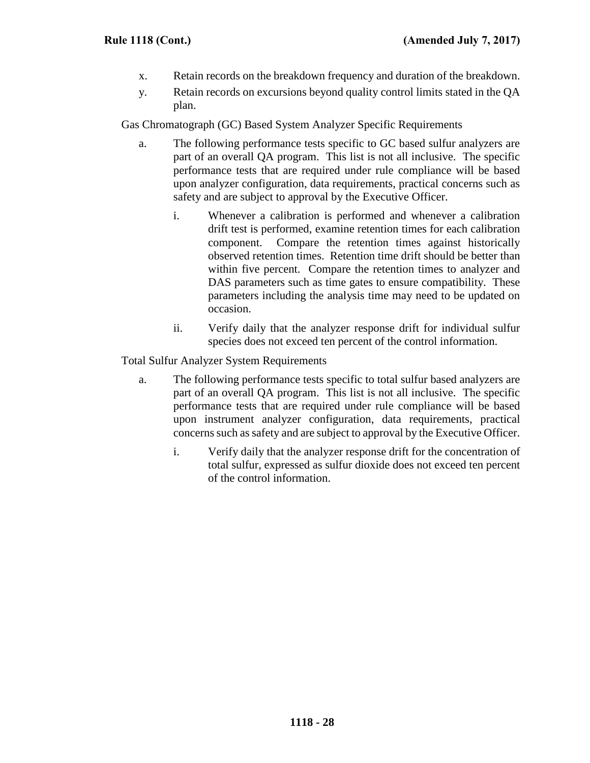x. Retain records on the breakdown frequency and duration of the breakdown.

y. Retain records on excursions beyond quality control limits stated in the QA plan.

Gas Chromatograph (GC) Based System Analyzer Specific Requirements

a. The following performance tests specific to GC based sulfur analyzers are part of an overall QA program. This list is not all inclusive. The specific performance tests that are required under rule compliance will be based upon analyzer configuration, data requirements, practical concerns such as safety and are subject to approval by the Executive Officer.

   i. Whenever a calibration is performed and whenever a calibration drift test is performed, examine retention times for each calibration component. Compare the retention times against historically observed retention times. Retention time drift should be better than within five percent. Compare the retention times to analyzer and DAS parameters such as time gates to ensure compatibility. These parameters including the analysis time may need to be updated on occasion.

   ii. Verify daily that the analyzer response drift for individual sulfur species does not exceed ten percent of the control information.

Total Sulfur Analyzer System Requirements

a. The following performance tests specific to total sulfur based analyzers are part of an overall QA program. This list is not all inclusive. The specific performance tests that are required under rule compliance will be based upon instrument analyzer configuration, data requirements, practical concerns such as safety and are subject to approval by the Executive Officer.

   i. Verify daily that the analyzer response drift for the concentration of total sulfur, expressed as sulfur dioxide does not exceed ten percent of the control information.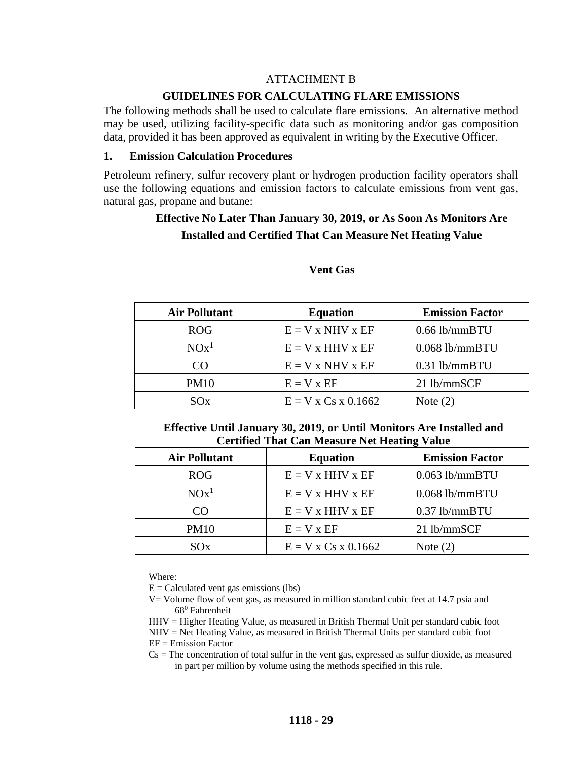ATTACHMENT B

## GUIDELINES FOR CALCULATING FLARE EMISSIONS

The following methods shall be used to calculate flare emissions. An alternative method may be used, utilizing facility-specific data such as monitoring and/or gas composition data, provided it has been approved as equivalent in writing by the Executive Officer.

### 1. Emission Calculation Procedures

Petroleum refinery, sulfur recovery plant or hydrogen production facility operators shall use the following equations and emission factors to calculate emissions from vent gas, natural gas, propane and butane:

**Effective No Later Than January 30, 2019, or As Soon As Monitors Are Installed and Certified That Can Measure Net Heating Value**

**Vent Gas**

| Air Pollutant | Equation | Emission Factor |
|---|---|---|
| ROG | E = V x NHV x EF | 0.66 lb/mmBTU |
| NOx[1] | E = V x HHV x EF | 0.068 lb/mmBTU |
| CO | E = V x NHV x EF | 0.31 lb/mmBTU |
| PM10 | E = V x EF | 21 lb/mmSCF |
| SOx | E = V x Cs x 0.1662 | Note (2) |

**Effective Until January 30, 2019, or Until Monitors Are Installed and Certified That Can Measure Net Heating Value**

| Air Pollutant | Equation | Emission Factor |
|---|---|---|
| ROG | E = V x HHV x EF | 0.063 lb/mmBTU |
| NOx[1] | E = V x HHV x EF | 0.068 lb/mmBTU |
| CO | E = V x HHV x EF | 0.37 lb/mmBTU |
| PM10 | E = V x EF | 21 lb/mmSCF |
| SOx | E = V x Cs x 0.1662 | Note (2) |

Where:

E = Calculated vent gas emissions (lbs)

V= Volume flow of vent gas, as measured in million standard cubic feet at 14.7 psia and $68^0$ Fahrenheit

HHV = Higher Heating Value, as measured in British Thermal Unit per standard cubic foot

NHV = Net Heating Value, as measured in British Thermal Units per standard cubic foot

EF = Emission Factor

Cs = The concentration of total sulfur in the vent gas, expressed as sulfur dioxide, as measured in part per million by volume using the methods specified in this rule.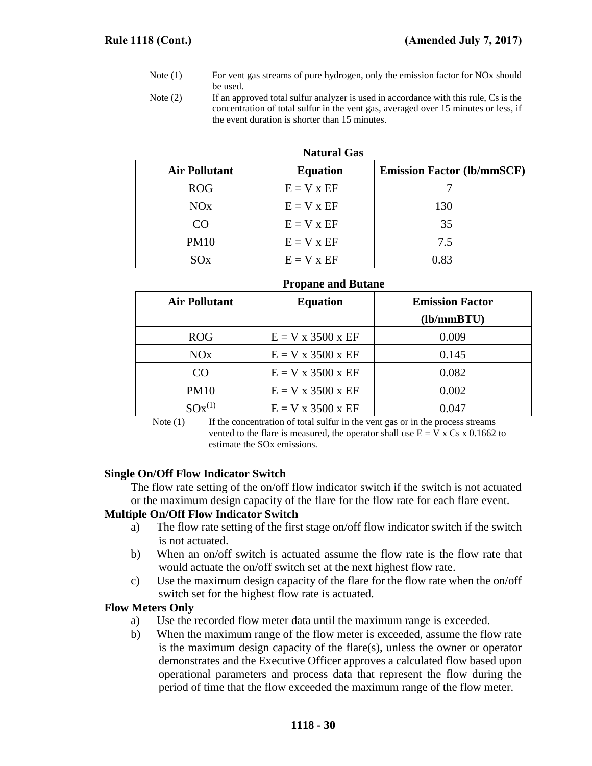Note (1) For vent gas streams of pure hydrogen, only the emission factor for NOx should be used.

Note (2) If an approved total sulfur analyzer is used in accordance with this rule, Cs is the concentration of total sulfur in the vent gas, averaged over 15 minutes or less, if the event duration is shorter than 15 minutes.

**Natural Gas**

| Air Pollutant | Equation | Emission Factor (lb/mmSCF) |
|---|---|---|
| ROG | E = V x EF | 7 |
| NOx | E = V x EF | 130 |
| CO | E = V x EF | 35 |
| PM10 | E = V x EF | 7.5 |
| SOx | E = V x EF | 0.83 |

**Propane and Butane**

| Air Pollutant | Equation | Emission Factor (lb/mmBTU) |
|---|---|---|
| ROG | E = V x 3500 x EF | 0.009 |
| NOx | E = V x 3500 x EF | 0.145 |
| CO | E = V x 3500 x EF | 0.082 |
| PM10 | E = V x 3500 x EF | 0.002 |
| SOx(1) | E = V x 3500 x EF | 0.047 |

Note (1) If the concentration of total sulfur in the vent gas or in the process streams vented to the flare is measured, the operator shall use E = V x Cs x 0.1662 to estimate the SOx emissions.

**Single On/Off Flow Indicator Switch**

The flow rate setting of the on/off flow indicator switch if the switch is not actuated or the maximum design capacity of the flare for the flow rate for each flare event.

**Multiple On/Off Flow Indicator Switch**

a) The flow rate setting of the first stage on/off flow indicator switch if the switch is not actuated.

b) When an on/off switch is actuated assume the flow rate is the flow rate that would actuate the on/off switch set at the next highest flow rate.

c) Use the maximum design capacity of the flare for the flow rate when the on/off switch set for the highest flow rate is actuated.

**Flow Meters Only**

a) Use the recorded flow meter data until the maximum range is exceeded.

b) When the maximum range of the flow meter is exceeded, assume the flow rate is the maximum design capacity of the flare(s), unless the owner or operator demonstrates and the Executive Officer approves a calculated flow based upon operational parameters and process data that represent the flow during the period of time that the flow exceeded the maximum range of the flow meter.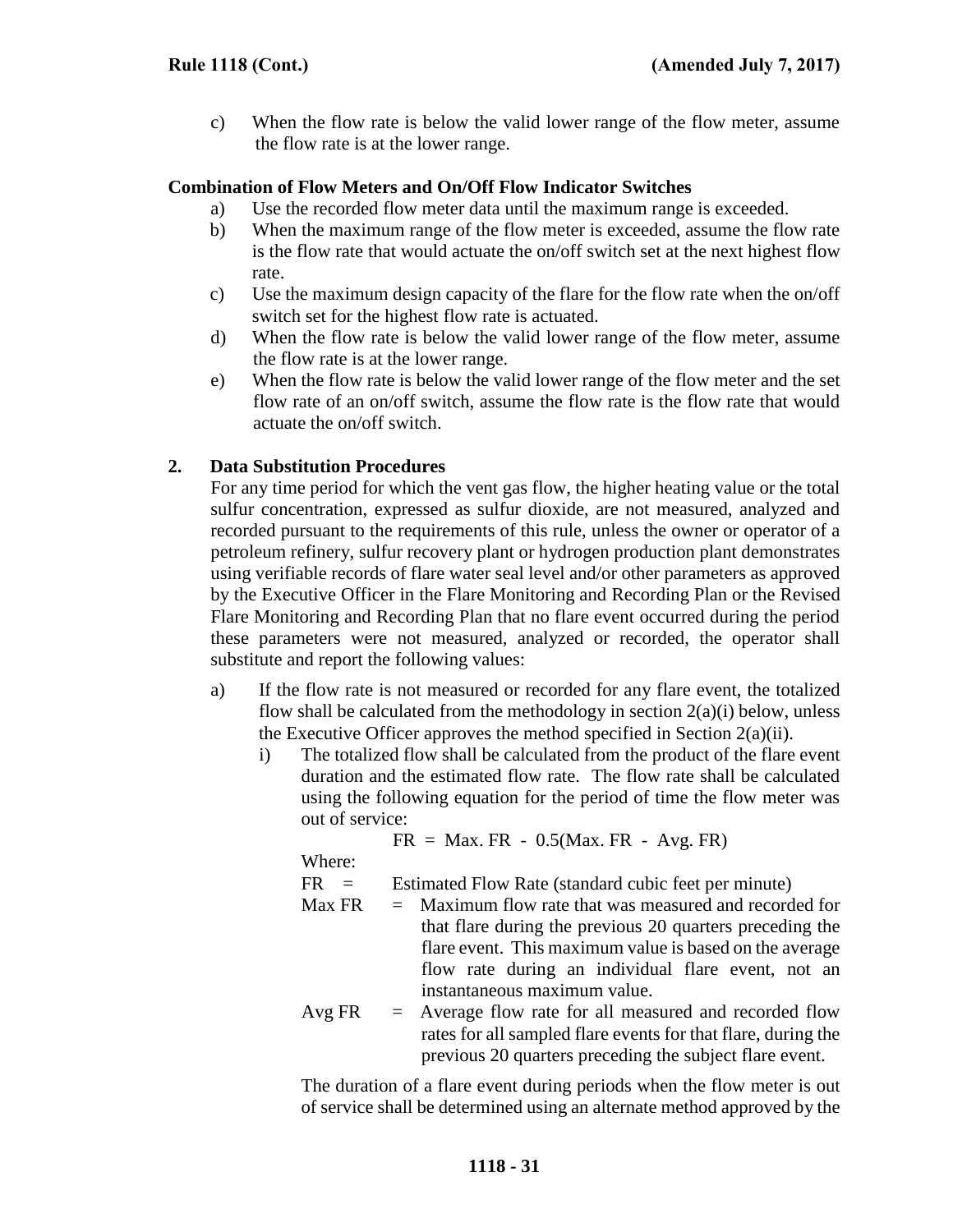c) When the flow rate is below the valid lower range of the flow meter, assume the flow rate is at the lower range.

**Combination of Flow Meters and On/Off Flow Indicator Switches**

a) Use the recorded flow meter data until the maximum range is exceeded.

b) When the maximum range of the flow meter is exceeded, assume the flow rate is the flow rate that would actuate the on/off switch set at the next highest flow rate.

c) Use the maximum design capacity of the flare for the flow rate when the on/off switch set for the highest flow rate is actuated.

d) When the flow rate is below the valid lower range of the flow meter, assume the flow rate is at the lower range.

e) When the flow rate is below the valid lower range of the flow meter and the set flow rate of an on/off switch, assume the flow rate is the flow rate that would actuate the on/off switch.

## 2. Data Substitution Procedures

For any time period for which the vent gas flow, the higher heating value or the total sulfur concentration, expressed as sulfur dioxide, are not measured, analyzed and recorded pursuant to the requirements of this rule, unless the owner or operator of a petroleum refinery, sulfur recovery plant or hydrogen production plant demonstrates using verifiable records of flare water seal level and/or other parameters as approved by the Executive Officer in the Flare Monitoring and Recording Plan or the Revised Flare Monitoring and Recording Plan that no flare event occurred during the period these parameters were not measured, analyzed or recorded, the operator shall substitute and report the following values:

a) If the flow rate is not measured or recorded for any flare event, the totalized flow shall be calculated from the methodology in section 2(a)(i) below, unless the Executive Officer approves the method specified in Section 2(a)(ii).

i) The totalized flow shall be calculated from the product of the flare event duration and the estimated flow rate. The flow rate shall be calculated using the following equation for the period of time the flow meter was out of service:

$$FR = Max.\ FR - 0.5(Max.\ FR - Avg.\ FR)$$

Where:

FR = Estimated Flow Rate (standard cubic feet per minute)

Max FR = Maximum flow rate that was measured and recorded for that flare during the previous 20 quarters preceding the flare event. This maximum value is based on the average flow rate during an individual flare event, not an instantaneous maximum value.

Avg FR = Average flow rate for all measured and recorded flow rates for all sampled flare events for that flare, during the previous 20 quarters preceding the subject flare event.

The duration of a flare event during periods when the flow meter is out of service shall be determined using an alternate method approved by the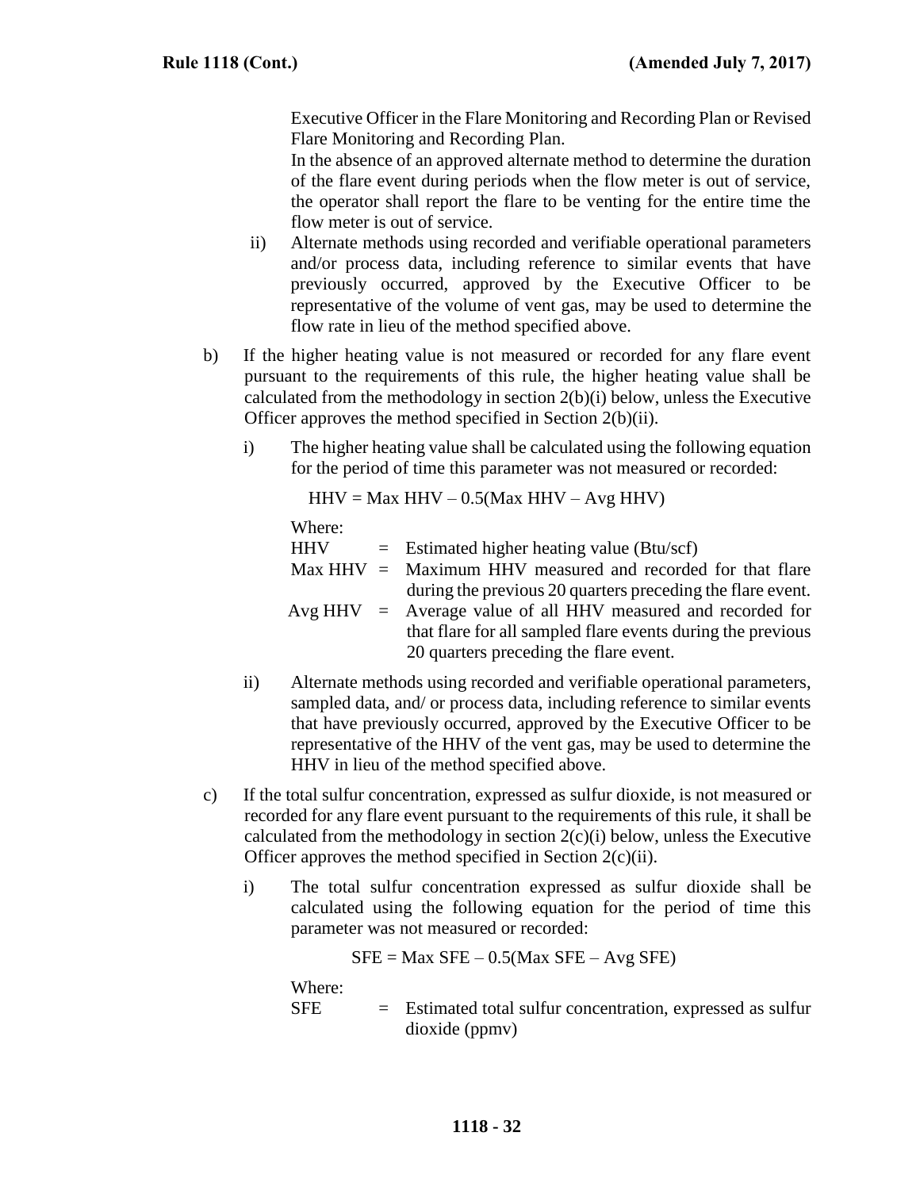Executive Officer in the Flare Monitoring and Recording Plan or Revised Flare Monitoring and Recording Plan.

In the absence of an approved alternate method to determine the duration of the flare event during periods when the flow meter is out of service, the operator shall report the flare to be venting for the entire time the flow meter is out of service.

ii) Alternate methods using recorded and verifiable operational parameters and/or process data, including reference to similar events that have previously occurred, approved by the Executive Officer to be representative of the volume of vent gas, may be used to determine the flow rate in lieu of the method specified above.

b) If the higher heating value is not measured or recorded for any flare event pursuant to the requirements of this rule, the higher heating value shall be calculated from the methodology in section 2(b)(i) below, unless the Executive Officer approves the method specified in Section 2(b)(ii).

i) The higher heating value shall be calculated using the following equation for the period of time this parameter was not measured or recorded:

$$HHV = Max\ HHV - 0.5(Max\ HHV - Avg\ HHV)$$

Where:

HHV = Estimated higher heating value (Btu/scf)

Max HHV = Maximum HHV measured and recorded for that flare during the previous 20 quarters preceding the flare event.

Avg HHV = Average value of all HHV measured and recorded for that flare for all sampled flare events during the previous 20 quarters preceding the flare event.

ii) Alternate methods using recorded and verifiable operational parameters, sampled data, and/ or process data, including reference to similar events that have previously occurred, approved by the Executive Officer to be representative of the HHV of the vent gas, may be used to determine the HHV in lieu of the method specified above.

c) If the total sulfur concentration, expressed as sulfur dioxide, is not measured or recorded for any flare event pursuant to the requirements of this rule, it shall be calculated from the methodology in section 2(c)(i) below, unless the Executive Officer approves the method specified in Section 2(c)(ii).

i) The total sulfur concentration expressed as sulfur dioxide shall be calculated using the following equation for the period of time this parameter was not measured or recorded:

$$SFE = Max\ SFE - 0.5(Max\ SFE - Avg\ SFE)$$

Where:

SFE = Estimated total sulfur concentration, expressed as sulfur dioxide (ppmv)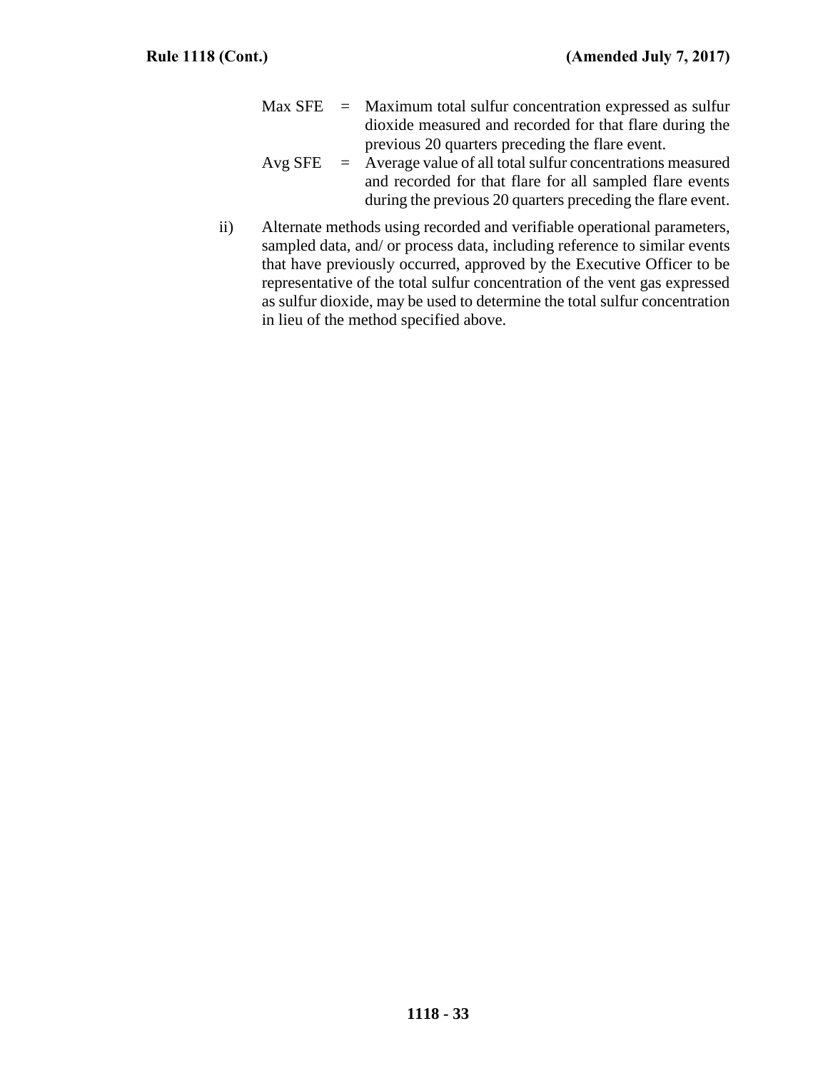Max SFE = Maximum total sulfur concentration expressed as sulfur dioxide measured and recorded for that flare during the previous 20 quarters preceding the flare event.

Avg SFE = Average value of all total sulfur concentrations measured and recorded for that flare for all sampled flare events during the previous 20 quarters preceding the flare event.

ii) Alternate methods using recorded and verifiable operational parameters, sampled data, and/ or process data, including reference to similar events that have previously occurred, approved by the Executive Officer to be representative of the total sulfur concentration of the vent gas expressed as sulfur dioxide, may be used to determine the total sulfur concentration in lieu of the method specified above.